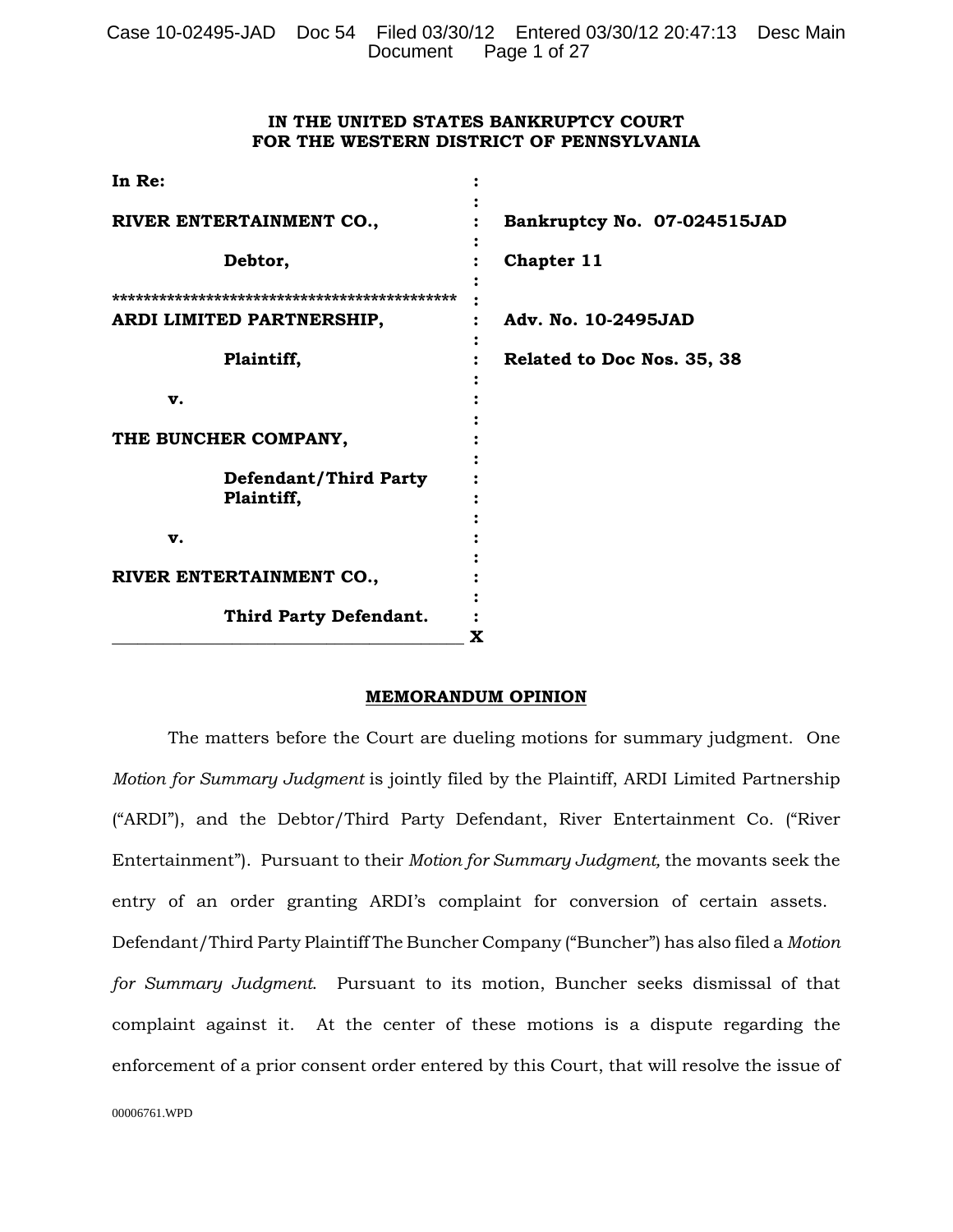**IN THE UNITED STATES BANKRUPTCY COURT**
**FOR THE WESTERN DISTRICT OF PENNSYLVANIA**

| | | |
|---|---|---|
| **In Re:** | : | |
| **RIVER ENTERTAINMENT CO.,** | : | **Bankruptcy No. 07-024515JAD** |
| **Debtor,** | : | **Chapter 11** |
| ********************************************** | : | |
| **ARDI LIMITED PARTNERSHIP,** | : | **Adv. No. 10-2495JAD** |
| **Plaintiff,** | : | **Related to Doc Nos. 35, 38** |
| **v.** | : | |
| **THE BUNCHER COMPANY,** | : | |
| **Defendant/Third Party Plaintiff,** | : | |
| **v.** | : | |
| **RIVER ENTERTAINMENT CO.,** | : | |
| **Third Party Defendant.** | : | |

**MEMORANDUM OPINION**

The matters before the Court are dueling motions for summary judgment. One *Motion for Summary Judgment* is jointly filed by the Plaintiff, ARDI Limited Partnership ("ARDI"), and the Debtor/Third Party Defendant, River Entertainment Co. ("River Entertainment"). Pursuant to their *Motion for Summary Judgment,* the movants seek the entry of an order granting ARDI's complaint for conversion of certain assets. Defendant/Third Party Plaintiff The Buncher Company ("Buncher") has also filed a *Motion for Summary Judgment*. Pursuant to its motion, Buncher seeks dismissal of that complaint against it. At the center of these motions is a dispute regarding the enforcement of a prior consent order entered by this Court, that will resolve the issue of

00006761.WPD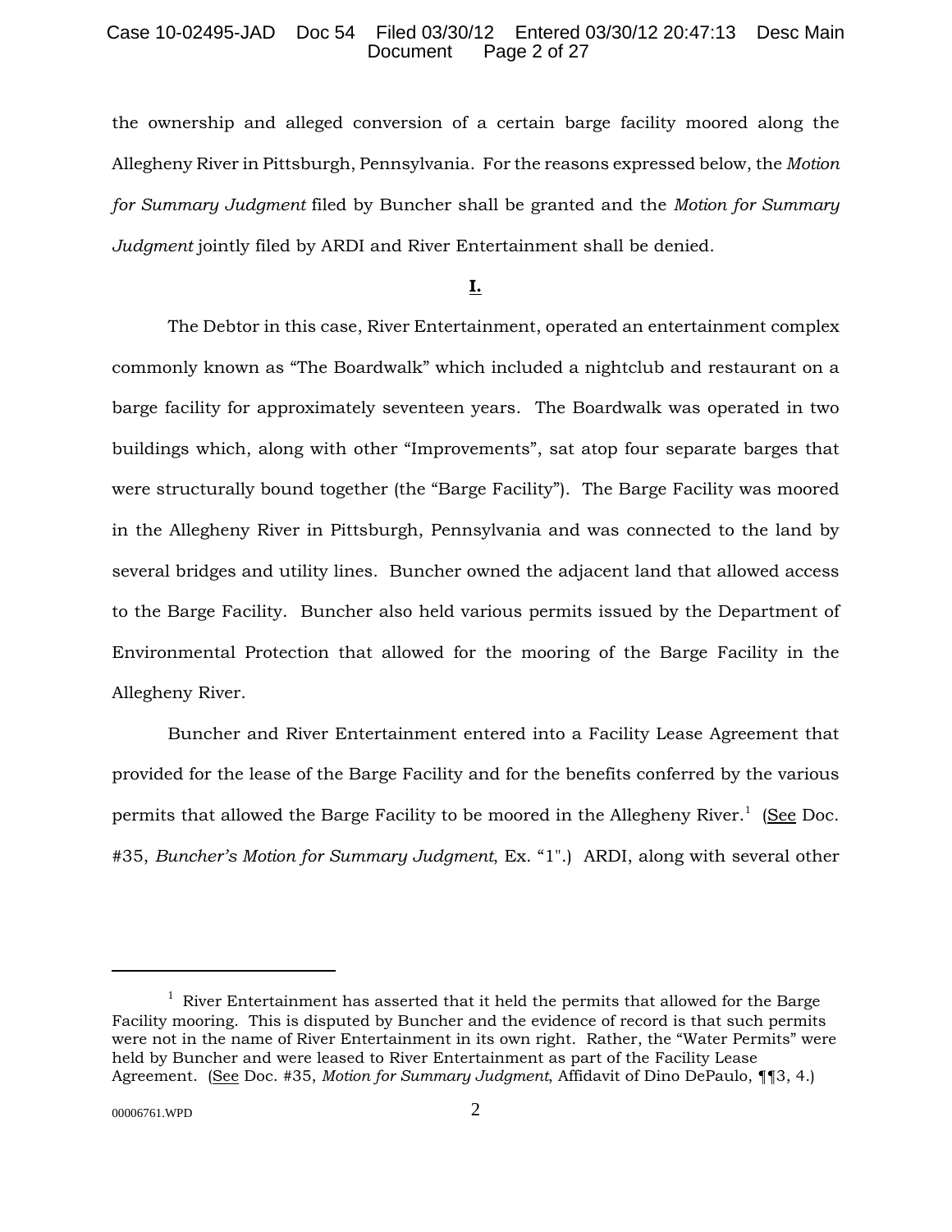the ownership and alleged conversion of a certain barge facility moored along the Allegheny River in Pittsburgh, Pennsylvania. For the reasons expressed below, the *Motion for Summary Judgment* filed by Buncher shall be granted and the *Motion for Summary Judgment* jointly filed by ARDI and River Entertainment shall be denied.

**I.**

The Debtor in this case, River Entertainment, operated an entertainment complex commonly known as "The Boardwalk" which included a nightclub and restaurant on a barge facility for approximately seventeen years. The Boardwalk was operated in two buildings which, along with other "Improvements", sat atop four separate barges that were structurally bound together (the "Barge Facility"). The Barge Facility was moored in the Allegheny River in Pittsburgh, Pennsylvania and was connected to the land by several bridges and utility lines. Buncher owned the adjacent land that allowed access to the Barge Facility. Buncher also held various permits issued by the Department of Environmental Protection that allowed for the mooring of the Barge Facility in the Allegheny River.

Buncher and River Entertainment entered into a Facility Lease Agreement that provided for the lease of the Barge Facility and for the benefits conferred by the various permits that allowed the Barge Facility to be moored in the Allegheny River.[1] (See Doc. #35, *Buncher's Motion for Summary Judgment*, Ex. "1".) ARDI, along with several other

---

[1] River Entertainment has asserted that it held the permits that allowed for the Barge Facility mooring. This is disputed by Buncher and the evidence of record is that such permits were not in the name of River Entertainment in its own right. Rather, the "Water Permits" were held by Buncher and were leased to River Entertainment as part of the Facility Lease Agreement. (See Doc. #35, *Motion for Summary Judgment*, Affidavit of Dino DePaulo, ¶¶3, 4.)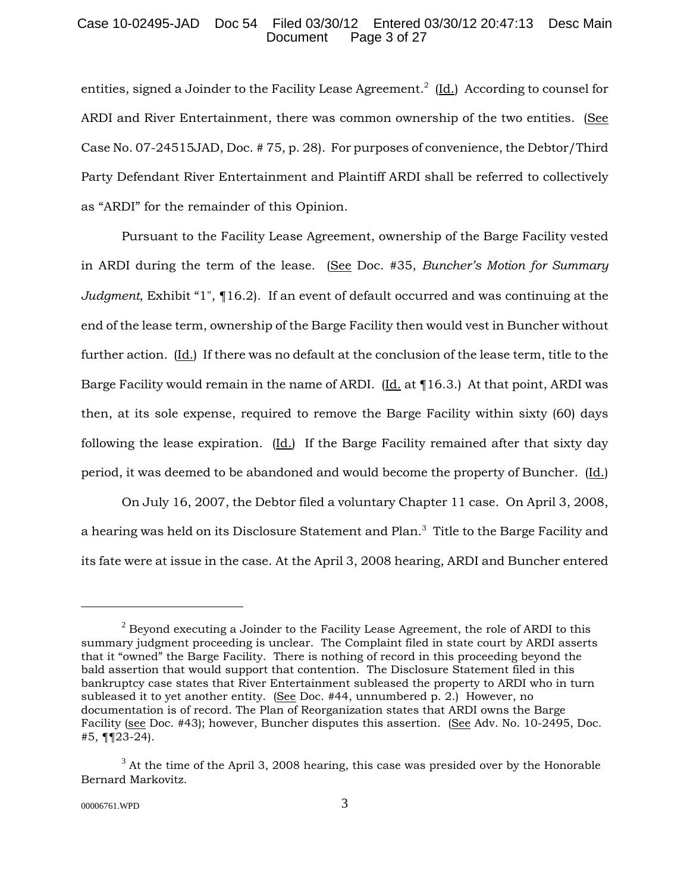entities, signed a Joinder to the Facility Lease Agreement.[2] (Id.) According to counsel for ARDI and River Entertainment, there was common ownership of the two entities. (See Case No. 07-24515JAD, Doc. # 75, p. 28). For purposes of convenience, the Debtor/Third Party Defendant River Entertainment and Plaintiff ARDI shall be referred to collectively as "ARDI" for the remainder of this Opinion.

Pursuant to the Facility Lease Agreement, ownership of the Barge Facility vested in ARDI during the term of the lease. (See Doc. #35, *Buncher's Motion for Summary Judgment*, Exhibit "1", ¶16.2). If an event of default occurred and was continuing at the end of the lease term, ownership of the Barge Facility then would vest in Buncher without further action. (Id.) If there was no default at the conclusion of the lease term, title to the Barge Facility would remain in the name of ARDI. (Id. at ¶16.3.) At that point, ARDI was then, at its sole expense, required to remove the Barge Facility within sixty (60) days following the lease expiration. (Id.) If the Barge Facility remained after that sixty day period, it was deemed to be abandoned and would become the property of Buncher. (Id.)

On July 16, 2007, the Debtor filed a voluntary Chapter 11 case. On April 3, 2008, a hearing was held on its Disclosure Statement and Plan.[3] Title to the Barge Facility and its fate were at issue in the case. At the April 3, 2008 hearing, ARDI and Buncher entered

---

[2] Beyond executing a Joinder to the Facility Lease Agreement, the role of ARDI to this summary judgment proceeding is unclear. The Complaint filed in state court by ARDI asserts that it "owned" the Barge Facility. There is nothing of record in this proceeding beyond the bald assertion that would support that contention. The Disclosure Statement filed in this bankruptcy case states that River Entertainment subleased the property to ARDI who in turn subleased it to yet another entity. (See Doc. #44, unnumbered p. 2.) However, no documentation is of record. The Plan of Reorganization states that ARDI owns the Barge Facility (see Doc. #43); however, Buncher disputes this assertion. (See Adv. No. 10-2495, Doc. #5, ¶¶23-24).

[3] At the time of the April 3, 2008 hearing, this case was presided over by the Honorable Bernard Markovitz.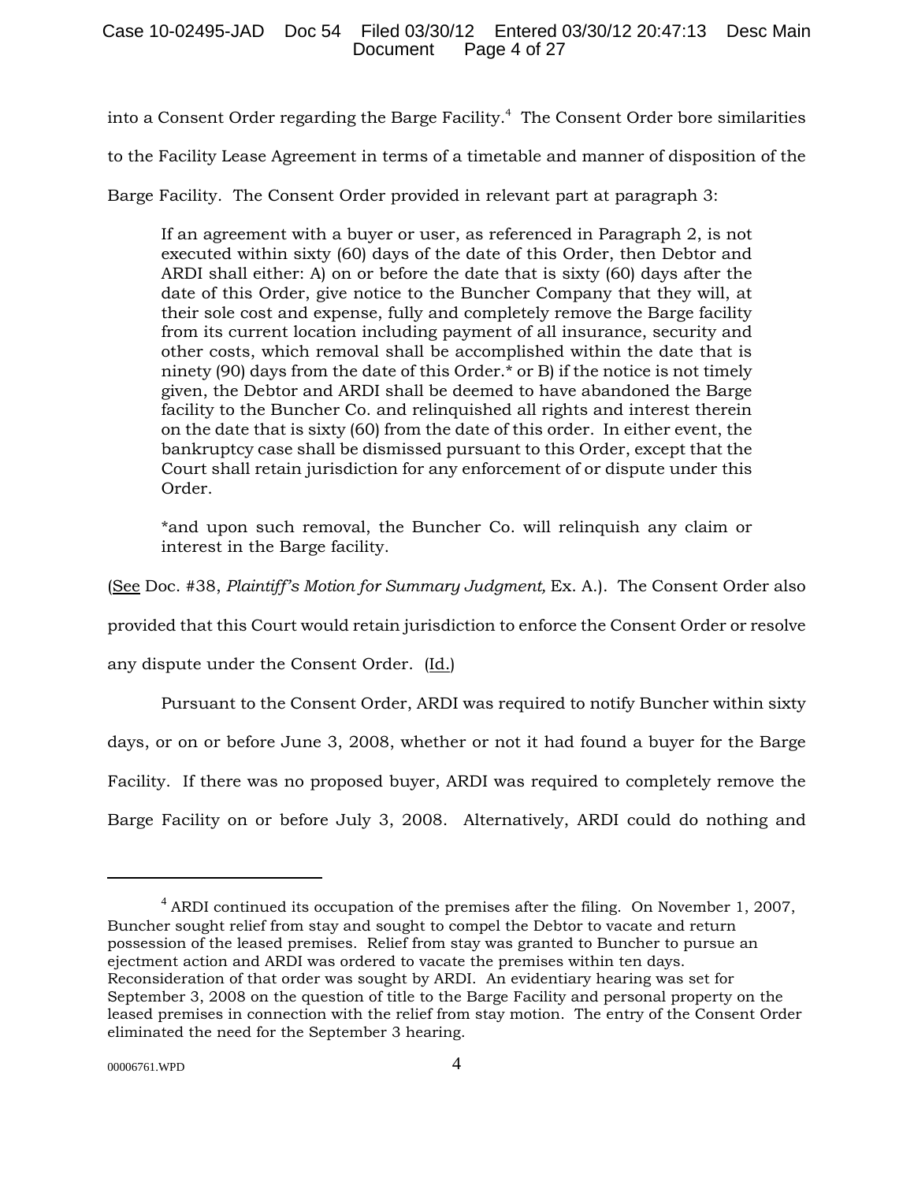into a Consent Order regarding the Barge Facility.[4] The Consent Order bore similarities to the Facility Lease Agreement in terms of a timetable and manner of disposition of the Barge Facility. The Consent Order provided in relevant part at paragraph 3:

> If an agreement with a buyer or user, as referenced in Paragraph 2, is not executed within sixty (60) days of the date of this Order, then Debtor and ARDI shall either: A) on or before the date that is sixty (60) days after the date of this Order, give notice to the Buncher Company that they will, at their sole cost and expense, fully and completely remove the Barge facility from its current location including payment of all insurance, security and other costs, which removal shall be accomplished within the date that is ninety (90) days from the date of this Order.* or B) if the notice is not timely given, the Debtor and ARDI shall be deemed to have abandoned the Barge facility to the Buncher Co. and relinquished all rights and interest therein on the date that is sixty (60) from the date of this order. In either event, the bankruptcy case shall be dismissed pursuant to this Order, except that the Court shall retain jurisdiction for any enforcement of or dispute under this Order.
>
> *and upon such removal, the Buncher Co. will relinquish any claim or interest in the Barge facility.

(See Doc. #38, *Plaintiff's Motion for Summary Judgment,* Ex. A.). The Consent Order also provided that this Court would retain jurisdiction to enforce the Consent Order or resolve any dispute under the Consent Order. (Id.)

Pursuant to the Consent Order, ARDI was required to notify Buncher within sixty days, or on or before June 3, 2008, whether or not it had found a buyer for the Barge Facility. If there was no proposed buyer, ARDI was required to completely remove the Barge Facility on or before July 3, 2008. Alternatively, ARDI could do nothing and

---

[4] ARDI continued its occupation of the premises after the filing. On November 1, 2007, Buncher sought relief from stay and sought to compel the Debtor to vacate and return possession of the leased premises. Relief from stay was granted to Buncher to pursue an ejectment action and ARDI was ordered to vacate the premises within ten days. Reconsideration of that order was sought by ARDI. An evidentiary hearing was set for September 3, 2008 on the question of title to the Barge Facility and personal property on the leased premises in connection with the relief from stay motion. The entry of the Consent Order eliminated the need for the September 3 hearing.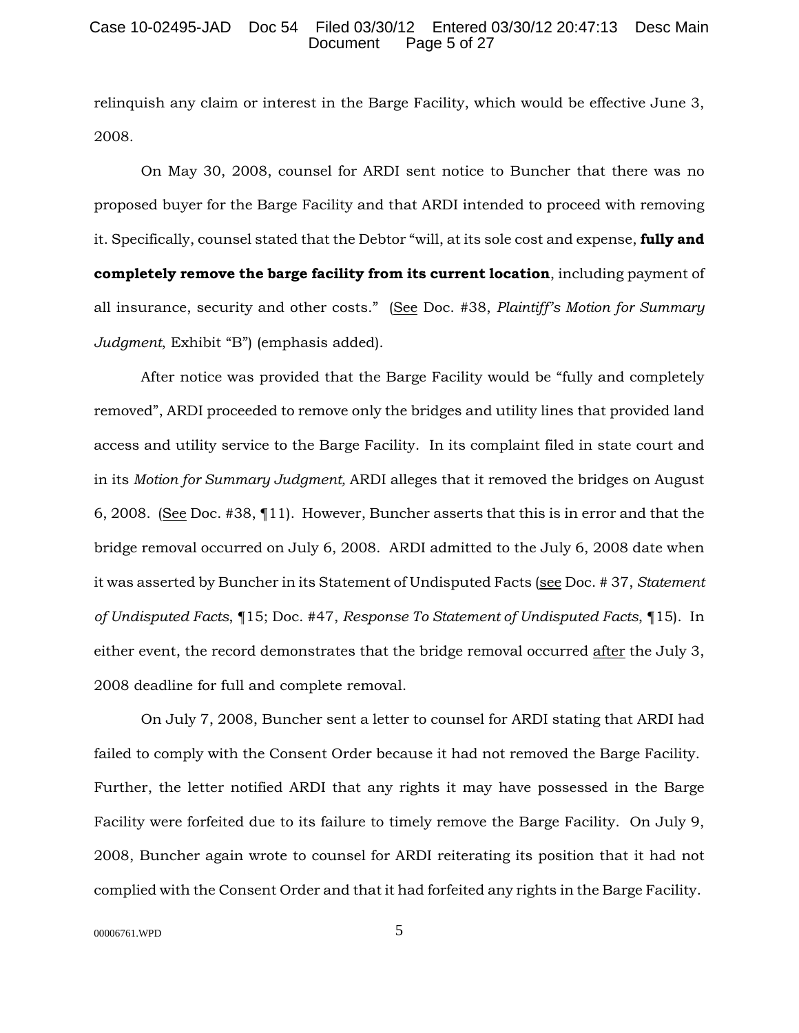relinquish any claim or interest in the Barge Facility, which would be effective June 3, 2008.

On May 30, 2008, counsel for ARDI sent notice to Buncher that there was no proposed buyer for the Barge Facility and that ARDI intended to proceed with removing it. Specifically, counsel stated that the Debtor "will, at its sole cost and expense, **fully and completely remove the barge facility from its current location**, including payment of all insurance, security and other costs." (See Doc. #38, *Plaintiff's Motion for Summary Judgment*, Exhibit "B") (emphasis added).

After notice was provided that the Barge Facility would be "fully and completely removed", ARDI proceeded to remove only the bridges and utility lines that provided land access and utility service to the Barge Facility. In its complaint filed in state court and in its *Motion for Summary Judgment,* ARDI alleges that it removed the bridges on August 6, 2008. (See Doc. #38, ¶11). However, Buncher asserts that this is in error and that the bridge removal occurred on July 6, 2008. ARDI admitted to the July 6, 2008 date when it was asserted by Buncher in its Statement of Undisputed Facts (see Doc. # 37, *Statement of Undisputed Facts*, ¶15; Doc. #47, *Response To Statement of Undisputed Facts*, ¶15). In either event, the record demonstrates that the bridge removal occurred after the July 3, 2008 deadline for full and complete removal.

On July 7, 2008, Buncher sent a letter to counsel for ARDI stating that ARDI had failed to comply with the Consent Order because it had not removed the Barge Facility. Further, the letter notified ARDI that any rights it may have possessed in the Barge Facility were forfeited due to its failure to timely remove the Barge Facility. On July 9, 2008, Buncher again wrote to counsel for ARDI reiterating its position that it had not complied with the Consent Order and that it had forfeited any rights in the Barge Facility.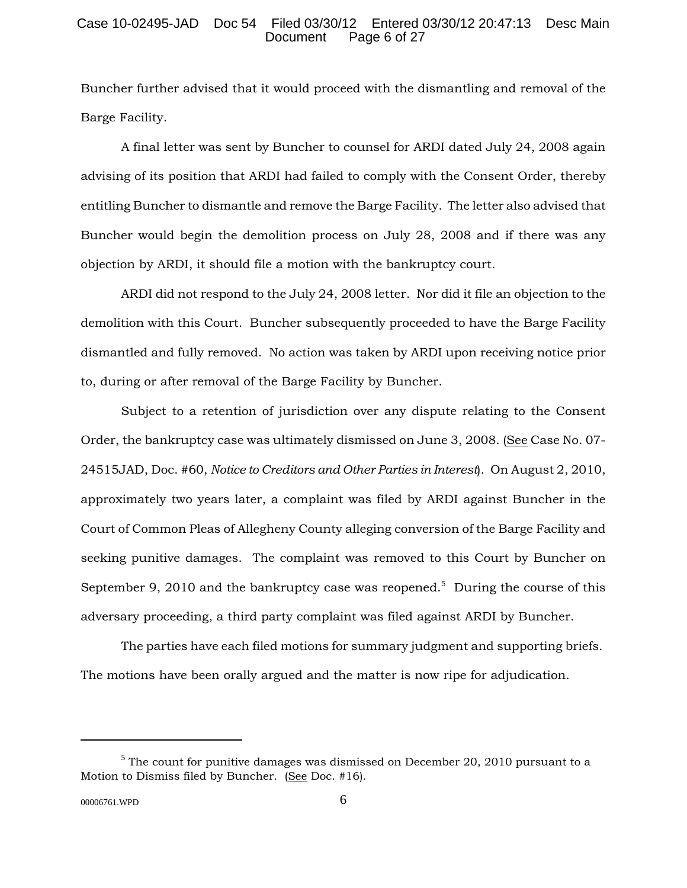Buncher further advised that it would proceed with the dismantling and removal of the Barge Facility.

A final letter was sent by Buncher to counsel for ARDI dated July 24, 2008 again advising of its position that ARDI had failed to comply with the Consent Order, thereby entitling Buncher to dismantle and remove the Barge Facility. The letter also advised that Buncher would begin the demolition process on July 28, 2008 and if there was any objection by ARDI, it should file a motion with the bankruptcy court.

ARDI did not respond to the July 24, 2008 letter. Nor did it file an objection to the demolition with this Court. Buncher subsequently proceeded to have the Barge Facility dismantled and fully removed. No action was taken by ARDI upon receiving notice prior to, during or after removal of the Barge Facility by Buncher.

Subject to a retention of jurisdiction over any dispute relating to the Consent Order, the bankruptcy case was ultimately dismissed on June 3, 2008. (See Case No. 07-24515JAD, Doc. #60, *Notice to Creditors and Other Parties in Interest*). On August 2, 2010, approximately two years later, a complaint was filed by ARDI against Buncher in the Court of Common Pleas of Allegheny County alleging conversion of the Barge Facility and seeking punitive damages. The complaint was removed to this Court by Buncher on September 9, 2010 and the bankruptcy case was reopened.[5] During the course of this adversary proceeding, a third party complaint was filed against ARDI by Buncher.

The parties have each filed motions for summary judgment and supporting briefs. The motions have been orally argued and the matter is now ripe for adjudication.

---

[5] The count for punitive damages was dismissed on December 20, 2010 pursuant to a Motion to Dismiss filed by Buncher. (See Doc. #16).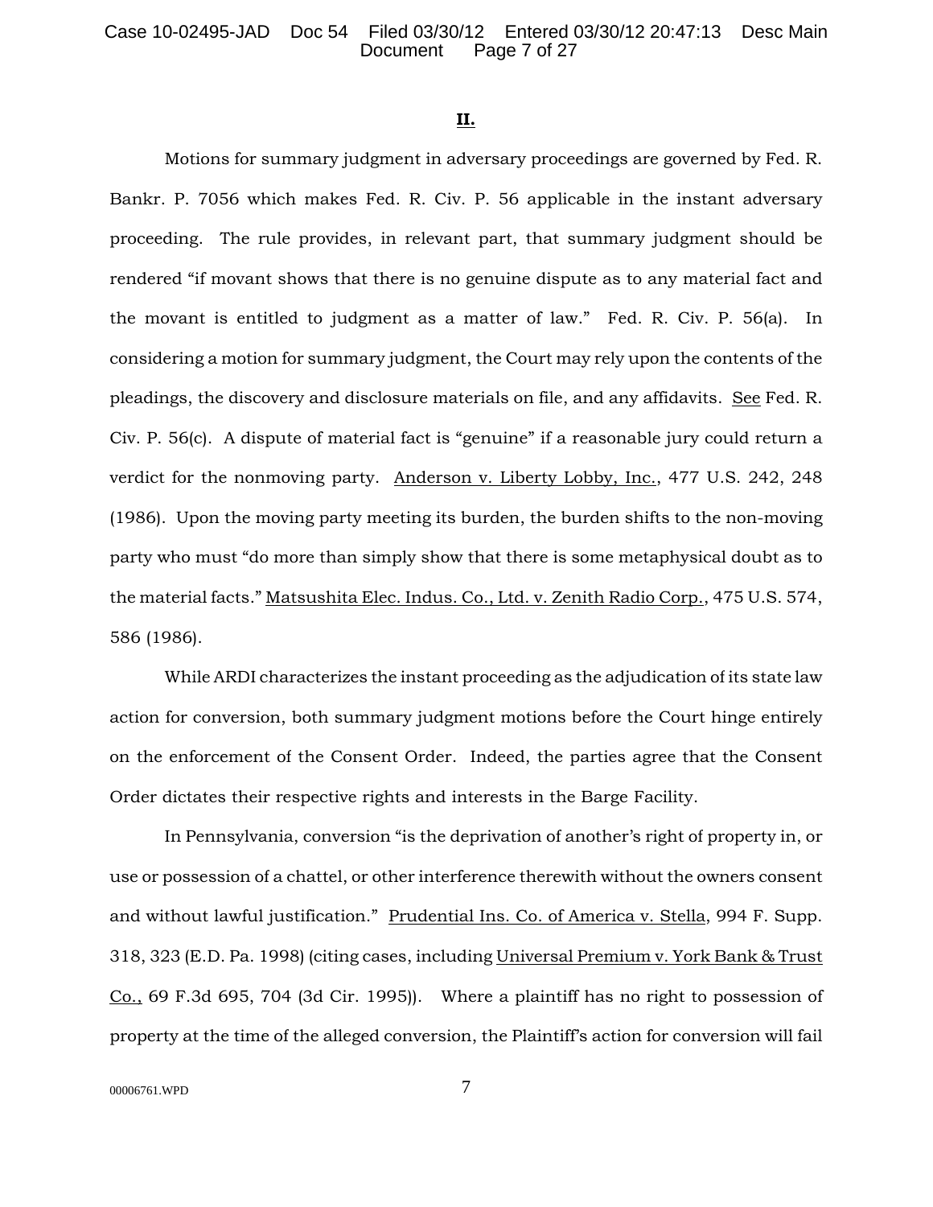**II.**

Motions for summary judgment in adversary proceedings are governed by Fed. R. Bankr. P. 7056 which makes Fed. R. Civ. P. 56 applicable in the instant adversary proceeding. The rule provides, in relevant part, that summary judgment should be rendered "if movant shows that there is no genuine dispute as to any material fact and the movant is entitled to judgment as a matter of law." Fed. R. Civ. P. 56(a). In considering a motion for summary judgment, the Court may rely upon the contents of the pleadings, the discovery and disclosure materials on file, and any affidavits. See Fed. R. Civ. P. 56(c). A dispute of material fact is "genuine" if a reasonable jury could return a verdict for the nonmoving party. Anderson v. Liberty Lobby, Inc., 477 U.S. 242, 248 (1986). Upon the moving party meeting its burden, the burden shifts to the non-moving party who must "do more than simply show that there is some metaphysical doubt as to the material facts." Matsushita Elec. Indus. Co., Ltd. v. Zenith Radio Corp., 475 U.S. 574, 586 (1986).

While ARDI characterizes the instant proceeding as the adjudication of its state law action for conversion, both summary judgment motions before the Court hinge entirely on the enforcement of the Consent Order. Indeed, the parties agree that the Consent Order dictates their respective rights and interests in the Barge Facility.

In Pennsylvania, conversion "is the deprivation of another's right of property in, or use or possession of a chattel, or other interference therewith without the owners consent and without lawful justification." Prudential Ins. Co. of America v. Stella, 994 F. Supp. 318, 323 (E.D. Pa. 1998) (citing cases, including Universal Premium v. York Bank & Trust Co., 69 F.3d 695, 704 (3d Cir. 1995)). Where a plaintiff has no right to possession of property at the time of the alleged conversion, the Plaintiff's action for conversion will fail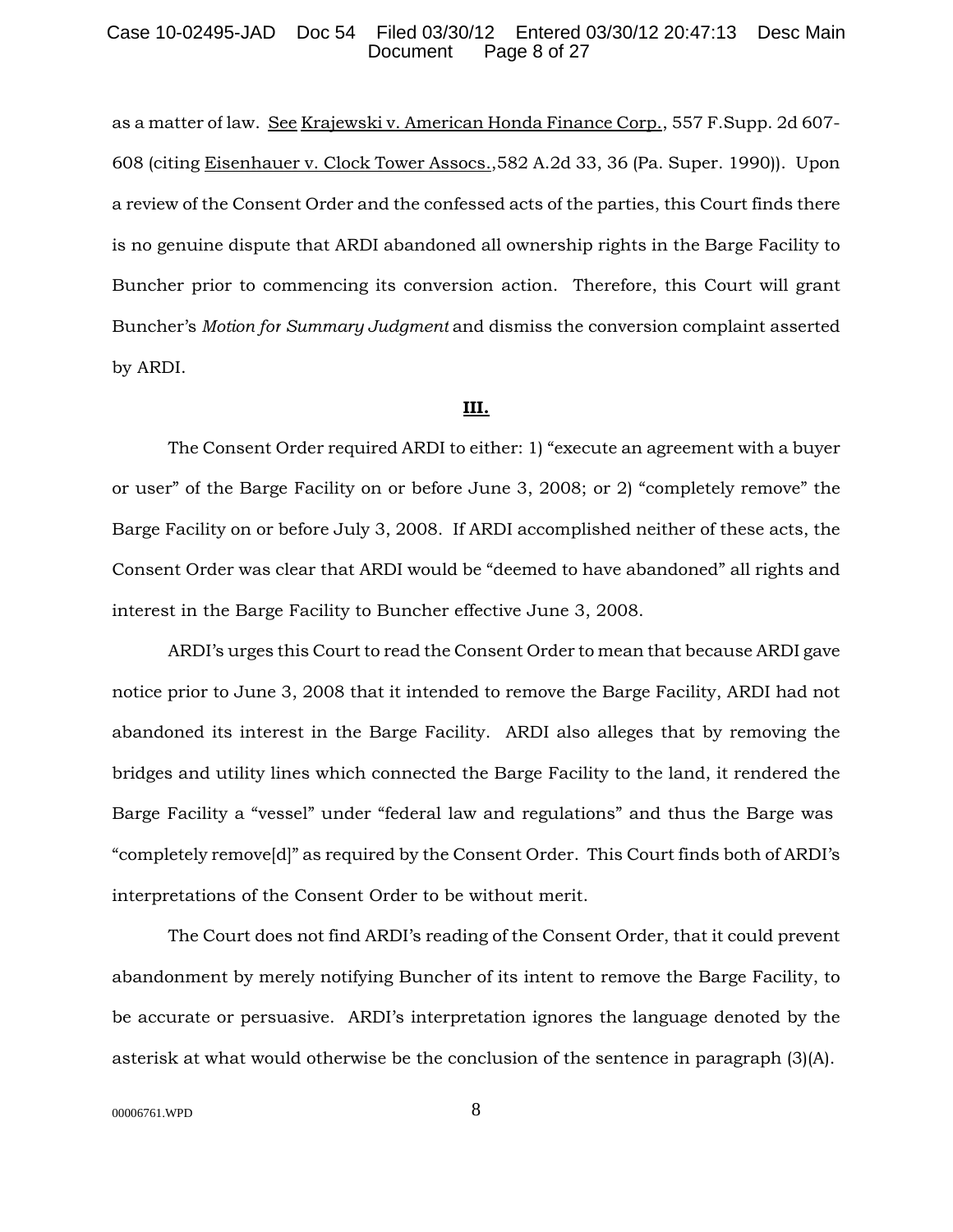as a matter of law. See Krajewski v. American Honda Finance Corp., 557 F.Supp. 2d 607-608 (citing Eisenhauer v. Clock Tower Assocs.,582 A.2d 33, 36 (Pa. Super. 1990)). Upon a review of the Consent Order and the confessed acts of the parties, this Court finds there is no genuine dispute that ARDI abandoned all ownership rights in the Barge Facility to Buncher prior to commencing its conversion action. Therefore, this Court will grant Buncher's *Motion for Summary Judgment* and dismiss the conversion complaint asserted by ARDI.

## III.

The Consent Order required ARDI to either: 1) "execute an agreement with a buyer or user" of the Barge Facility on or before June 3, 2008; or 2) "completely remove" the Barge Facility on or before July 3, 2008. If ARDI accomplished neither of these acts, the Consent Order was clear that ARDI would be "deemed to have abandoned" all rights and interest in the Barge Facility to Buncher effective June 3, 2008.

ARDI's urges this Court to read the Consent Order to mean that because ARDI gave notice prior to June 3, 2008 that it intended to remove the Barge Facility, ARDI had not abandoned its interest in the Barge Facility. ARDI also alleges that by removing the bridges and utility lines which connected the Barge Facility to the land, it rendered the Barge Facility a "vessel" under "federal law and regulations" and thus the Barge was "completely remove[d]" as required by the Consent Order. This Court finds both of ARDI's interpretations of the Consent Order to be without merit.

The Court does not find ARDI's reading of the Consent Order, that it could prevent abandonment by merely notifying Buncher of its intent to remove the Barge Facility, to be accurate or persuasive. ARDI's interpretation ignores the language denoted by the asterisk at what would otherwise be the conclusion of the sentence in paragraph (3)(A).

00006761.WPD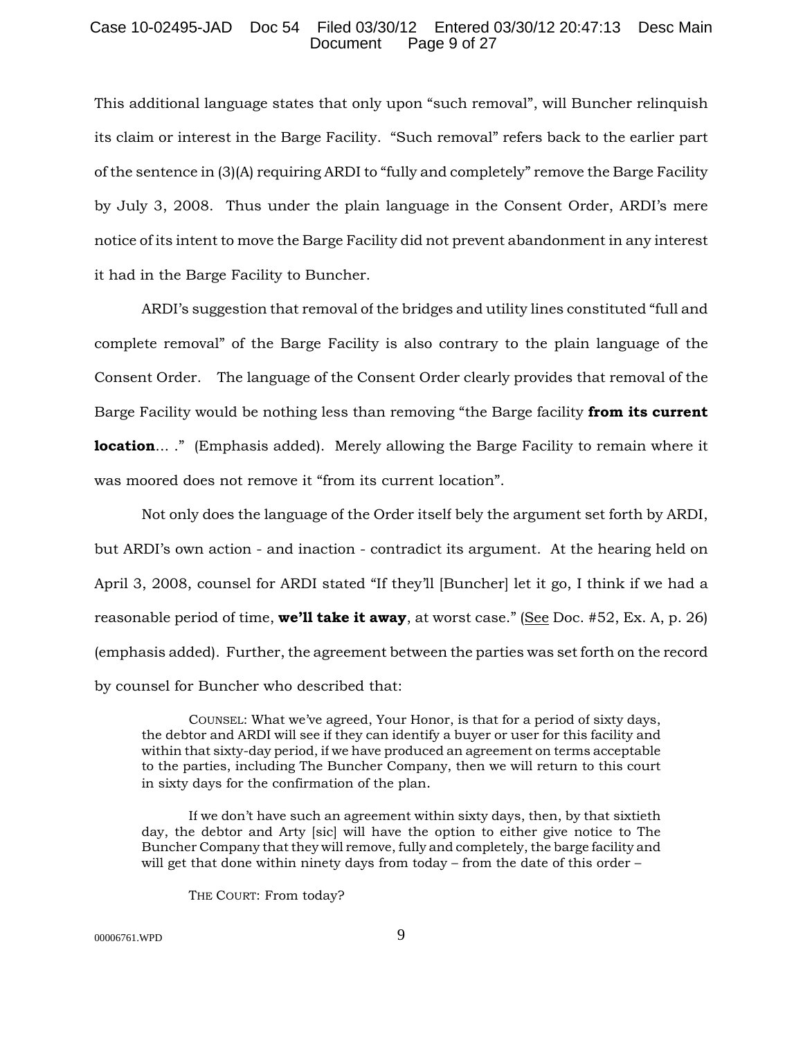This additional language states that only upon "such removal", will Buncher relinquish its claim or interest in the Barge Facility. "Such removal" refers back to the earlier part of the sentence in (3)(A) requiring ARDI to "fully and completely" remove the Barge Facility by July 3, 2008. Thus under the plain language in the Consent Order, ARDI's mere notice of its intent to move the Barge Facility did not prevent abandonment in any interest it had in the Barge Facility to Buncher.

ARDI's suggestion that removal of the bridges and utility lines constituted "full and complete removal" of the Barge Facility is also contrary to the plain language of the Consent Order. The language of the Consent Order clearly provides that removal of the Barge Facility would be nothing less than removing "the Barge facility **from its current location**... ." (Emphasis added). Merely allowing the Barge Facility to remain where it was moored does not remove it "from its current location".

Not only does the language of the Order itself bely the argument set forth by ARDI, but ARDI's own action - and inaction - contradict its argument. At the hearing held on April 3, 2008, counsel for ARDI stated "If they'll [Buncher] let it go, I think if we had a reasonable period of time, **we'll take it away**, at worst case." (See Doc. #52, Ex. A, p. 26) (emphasis added). Further, the agreement between the parties was set forth on the record by counsel for Buncher who described that:

> COUNSEL: What we've agreed, Your Honor, is that for a period of sixty days, the debtor and ARDI will see if they can identify a buyer or user for this facility and within that sixty-day period, if we have produced an agreement on terms acceptable to the parties, including The Buncher Company, then we will return to this court in sixty days for the confirmation of the plan.
>
> If we don't have such an agreement within sixty days, then, by that sixtieth day, the debtor and Arty [sic] will have the option to either give notice to The Buncher Company that they will remove, fully and completely, the barge facility and will get that done within ninety days from today – from the date of this order –
>
> THE COURT: From today?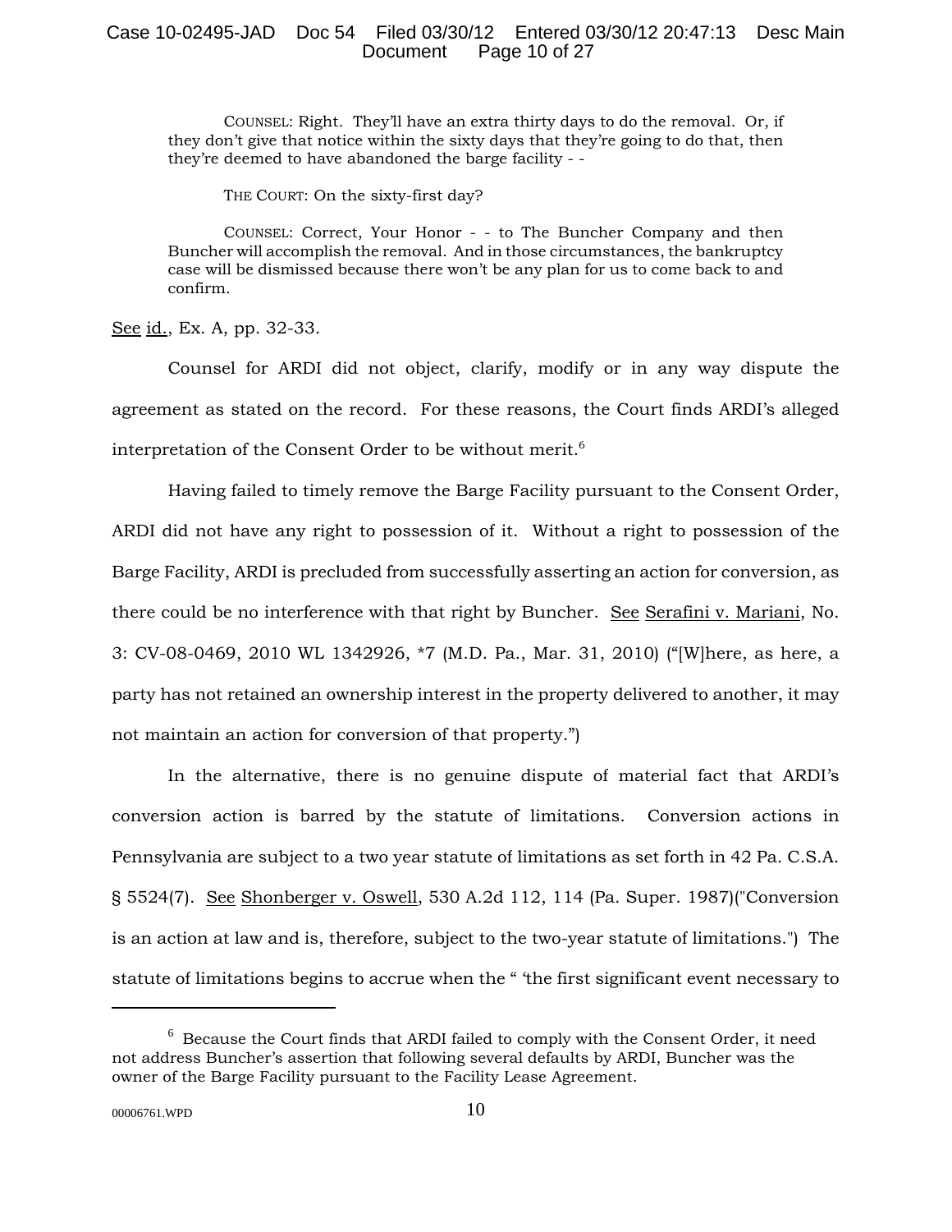> COUNSEL: Right. They'll have an extra thirty days to do the removal. Or, if they don't give that notice within the sixty days that they're going to do that, then they're deemed to have abandoned the barge facility - -
>
> THE COURT: On the sixty-first day?
>
> COUNSEL: Correct, Your Honor - - to The Buncher Company and then Buncher will accomplish the removal. And in those circumstances, the bankruptcy case will be dismissed because there won't be any plan for us to come back to and confirm.

See id., Ex. A, pp. 32-33.

Counsel for ARDI did not object, clarify, modify or in any way dispute the agreement as stated on the record. For these reasons, the Court finds ARDI's alleged interpretation of the Consent Order to be without merit.[6]

Having failed to timely remove the Barge Facility pursuant to the Consent Order, ARDI did not have any right to possession of it. Without a right to possession of the Barge Facility, ARDI is precluded from successfully asserting an action for conversion, as there could be no interference with that right by Buncher. See Serafini v. Mariani, No. 3: CV-08-0469, 2010 WL 1342926, *7 (M.D. Pa., Mar. 31, 2010) ("[W]here, as here, a party has not retained an ownership interest in the property delivered to another, it may not maintain an action for conversion of that property.")

In the alternative, there is no genuine dispute of material fact that ARDI's conversion action is barred by the statute of limitations. Conversion actions in Pennsylvania are subject to a two year statute of limitations as set forth in 42 Pa. C.S.A. § 5524(7). See Shonberger v. Oswell, 530 A.2d 112, 114 (Pa. Super. 1987)("Conversion is an action at law and is, therefore, subject to the two-year statute of limitations.") The statute of limitations begins to accrue when the " 'the first significant event necessary to

---

[6] Because the Court finds that ARDI failed to comply with the Consent Order, it need not address Buncher's assertion that following several defaults by ARDI, Buncher was the owner of the Barge Facility pursuant to the Facility Lease Agreement.

00006761.WPD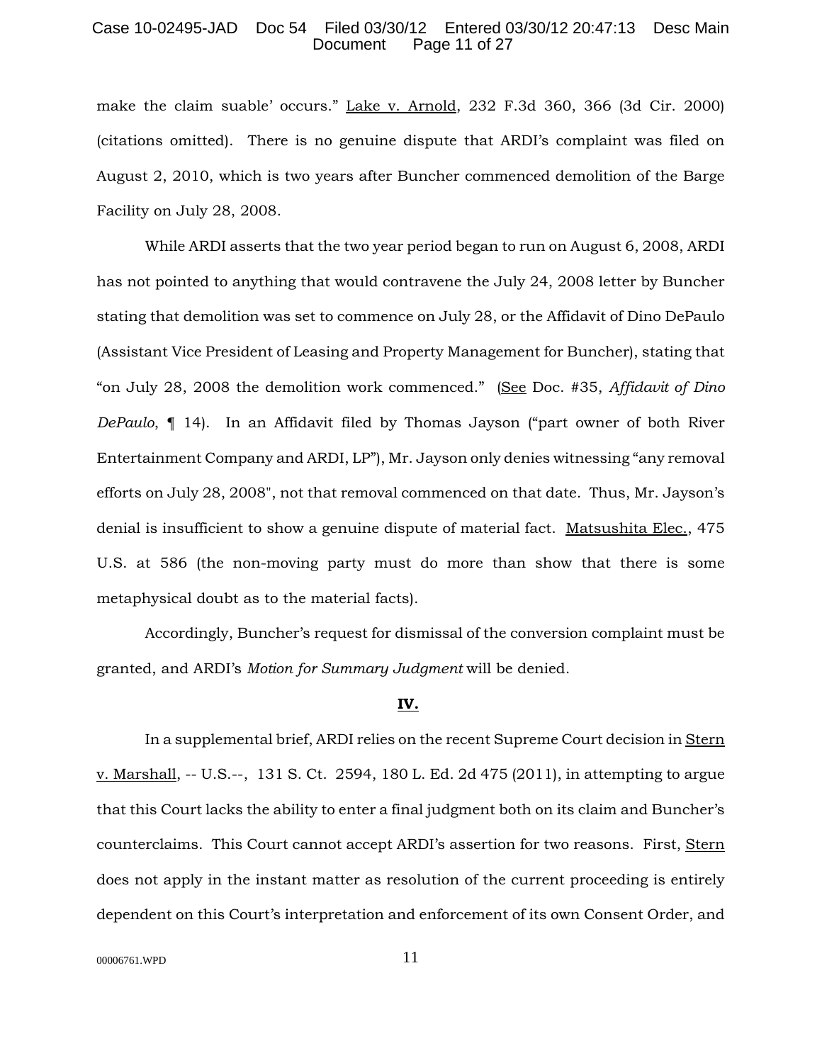make the claim suable' occurs." Lake v. Arnold, 232 F.3d 360, 366 (3d Cir. 2000) (citations omitted). There is no genuine dispute that ARDI's complaint was filed on August 2, 2010, which is two years after Buncher commenced demolition of the Barge Facility on July 28, 2008.

While ARDI asserts that the two year period began to run on August 6, 2008, ARDI has not pointed to anything that would contravene the July 24, 2008 letter by Buncher stating that demolition was set to commence on July 28, or the Affidavit of Dino DePaulo (Assistant Vice President of Leasing and Property Management for Buncher), stating that "on July 28, 2008 the demolition work commenced." (See Doc. #35, *Affidavit of Dino DePaulo*, ¶ 14). In an Affidavit filed by Thomas Jayson ("part owner of both River Entertainment Company and ARDI, LP"), Mr. Jayson only denies witnessing "any removal efforts on July 28, 2008", not that removal commenced on that date. Thus, Mr. Jayson's denial is insufficient to show a genuine dispute of material fact. Matsushita Elec., 475 U.S. at 586 (the non-moving party must do more than show that there is some metaphysical doubt as to the material facts).

Accordingly, Buncher's request for dismissal of the conversion complaint must be granted, and ARDI's *Motion for Summary Judgment* will be denied.

## IV.

In a supplemental brief, ARDI relies on the recent Supreme Court decision in Stern v. Marshall, -- U.S.--, 131 S. Ct. 2594, 180 L. Ed. 2d 475 (2011), in attempting to argue that this Court lacks the ability to enter a final judgment both on its claim and Buncher's counterclaims. This Court cannot accept ARDI's assertion for two reasons. First, Stern does not apply in the instant matter as resolution of the current proceeding is entirely dependent on this Court's interpretation and enforcement of its own Consent Order, and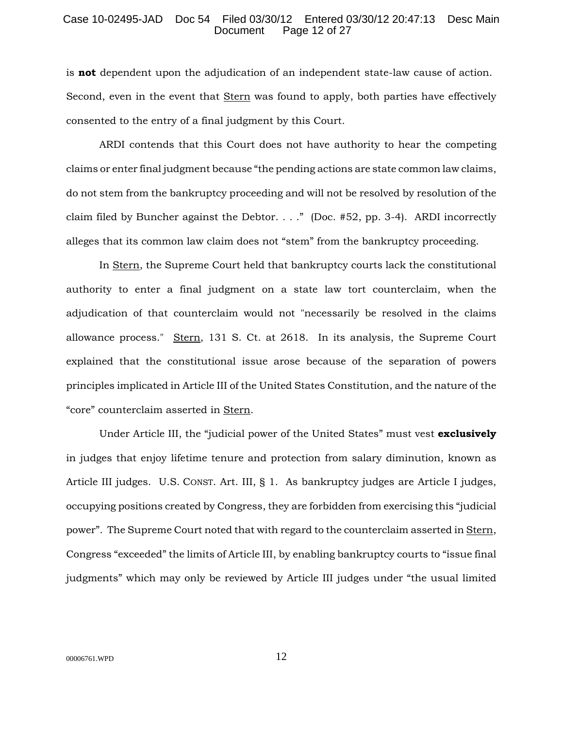is **not** dependent upon the adjudication of an independent state-law cause of action. Second, even in the event that Stern was found to apply, both parties have effectively consented to the entry of a final judgment by this Court.

ARDI contends that this Court does not have authority to hear the competing claims or enter final judgment because "the pending actions are state common law claims, do not stem from the bankruptcy proceeding and will not be resolved by resolution of the claim filed by Buncher against the Debtor. . . ." (Doc. #52, pp. 3-4). ARDI incorrectly alleges that its common law claim does not "stem" from the bankruptcy proceeding.

In Stern, the Supreme Court held that bankruptcy courts lack the constitutional authority to enter a final judgment on a state law tort counterclaim, when the adjudication of that counterclaim would not "necessarily be resolved in the claims allowance process." Stern, 131 S. Ct. at 2618. In its analysis, the Supreme Court explained that the constitutional issue arose because of the separation of powers principles implicated in Article III of the United States Constitution, and the nature of the "core" counterclaim asserted in Stern.

Under Article III, the "judicial power of the United States" must vest **exclusively** in judges that enjoy lifetime tenure and protection from salary diminution, known as Article III judges. U.S. CONST. Art. III, § 1. As bankruptcy judges are Article I judges, occupying positions created by Congress, they are forbidden from exercising this "judicial power". The Supreme Court noted that with regard to the counterclaim asserted in Stern, Congress "exceeded" the limits of Article III, by enabling bankruptcy courts to "issue final judgments" which may only be reviewed by Article III judges under "the usual limited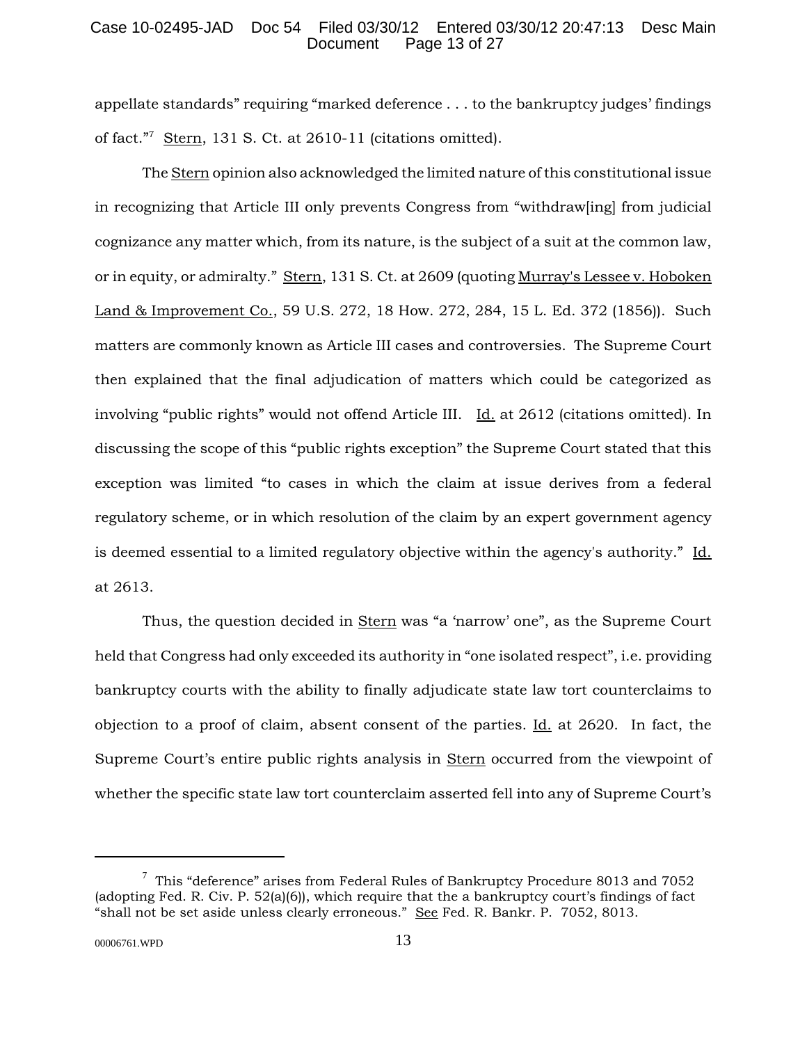appellate standards" requiring "marked deference . . . to the bankruptcy judges' findings of fact."[7] Stern, 131 S. Ct. at 2610-11 (citations omitted).

The Stern opinion also acknowledged the limited nature of this constitutional issue in recognizing that Article III only prevents Congress from "withdraw[ing] from judicial cognizance any matter which, from its nature, is the subject of a suit at the common law, or in equity, or admiralty." Stern, 131 S. Ct. at 2609 (quoting Murray's Lessee v. Hoboken Land & Improvement Co., 59 U.S. 272, 18 How. 272, 284, 15 L. Ed. 372 (1856)). Such matters are commonly known as Article III cases and controversies. The Supreme Court then explained that the final adjudication of matters which could be categorized as involving "public rights" would not offend Article III. Id. at 2612 (citations omitted). In discussing the scope of this "public rights exception" the Supreme Court stated that this exception was limited "to cases in which the claim at issue derives from a federal regulatory scheme, or in which resolution of the claim by an expert government agency is deemed essential to a limited regulatory objective within the agency's authority." Id. at 2613.

Thus, the question decided in Stern was "a 'narrow' one", as the Supreme Court held that Congress had only exceeded its authority in "one isolated respect", i.e. providing bankruptcy courts with the ability to finally adjudicate state law tort counterclaims to objection to a proof of claim, absent consent of the parties. Id. at 2620. In fact, the Supreme Court's entire public rights analysis in Stern occurred from the viewpoint of whether the specific state law tort counterclaim asserted fell into any of Supreme Court's

---

[7] This "deference" arises from Federal Rules of Bankruptcy Procedure 8013 and 7052 (adopting Fed. R. Civ. P. 52(a)(6)), which require that the a bankruptcy court's findings of fact "shall not be set aside unless clearly erroneous." See Fed. R. Bankr. P. 7052, 8013.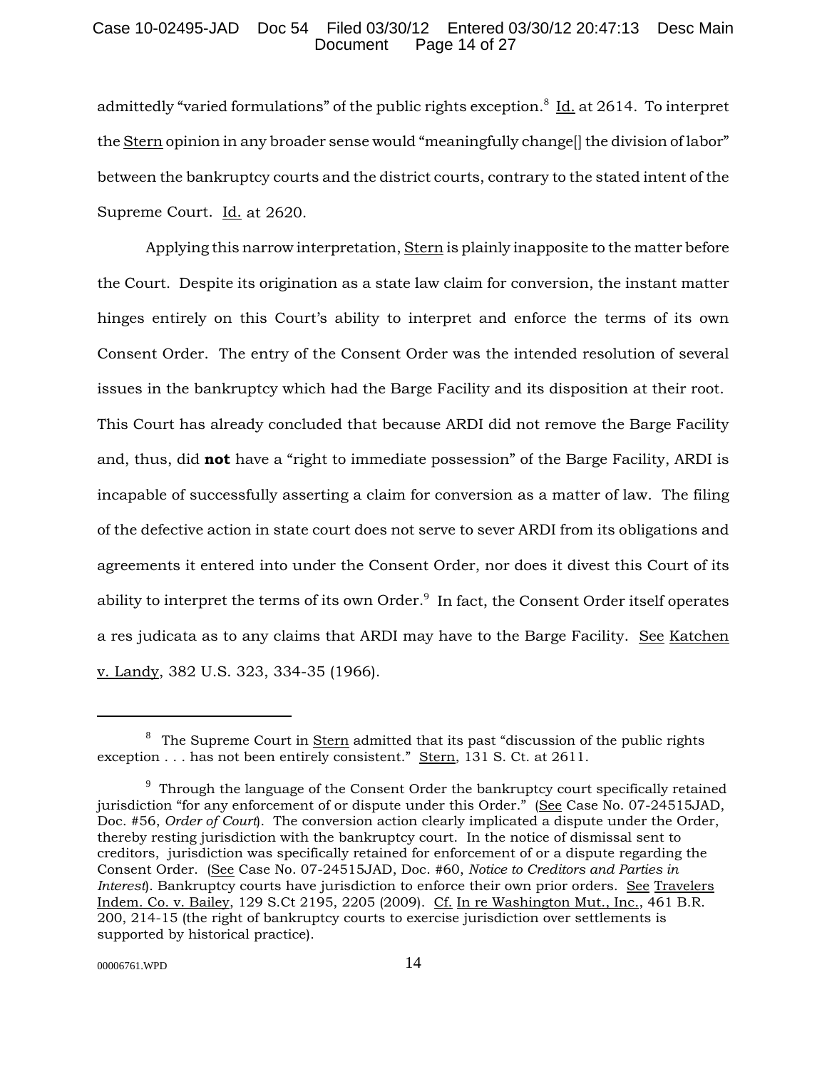admittedly "varied formulations" of the public rights exception.[8] Id. at 2614. To interpret the Stern opinion in any broader sense would "meaningfully change[] the division of labor" between the bankruptcy courts and the district courts, contrary to the stated intent of the Supreme Court. Id. at 2620.

Applying this narrow interpretation, Stern is plainly inapposite to the matter before the Court. Despite its origination as a state law claim for conversion, the instant matter hinges entirely on this Court's ability to interpret and enforce the terms of its own Consent Order. The entry of the Consent Order was the intended resolution of several issues in the bankruptcy which had the Barge Facility and its disposition at their root. This Court has already concluded that because ARDI did not remove the Barge Facility and, thus, did **not** have a "right to immediate possession" of the Barge Facility, ARDI is incapable of successfully asserting a claim for conversion as a matter of law. The filing of the defective action in state court does not serve to sever ARDI from its obligations and agreements it entered into under the Consent Order, nor does it divest this Court of its ability to interpret the terms of its own Order.[9] In fact, the Consent Order itself operates a res judicata as to any claims that ARDI may have to the Barge Facility. See Katchen v. Landy, 382 U.S. 323, 334-35 (1966).

---

[8] The Supreme Court in Stern admitted that its past "discussion of the public rights exception . . . has not been entirely consistent." Stern, 131 S. Ct. at 2611.

[9] Through the language of the Consent Order the bankruptcy court specifically retained jurisdiction "for any enforcement of or dispute under this Order." (See Case No. 07-24515JAD, Doc. #56, *Order of Court*). The conversion action clearly implicated a dispute under the Order, thereby resting jurisdiction with the bankruptcy court. In the notice of dismissal sent to creditors, jurisdiction was specifically retained for enforcement of or a dispute regarding the Consent Order. (See Case No. 07-24515JAD, Doc. #60, *Notice to Creditors and Parties in Interest*). Bankruptcy courts have jurisdiction to enforce their own prior orders. See Travelers Indem. Co. v. Bailey, 129 S.Ct 2195, 2205 (2009). Cf. In re Washington Mut., Inc., 461 B.R. 200, 214-15 (the right of bankruptcy courts to exercise jurisdiction over settlements is supported by historical practice).

00006761.WPD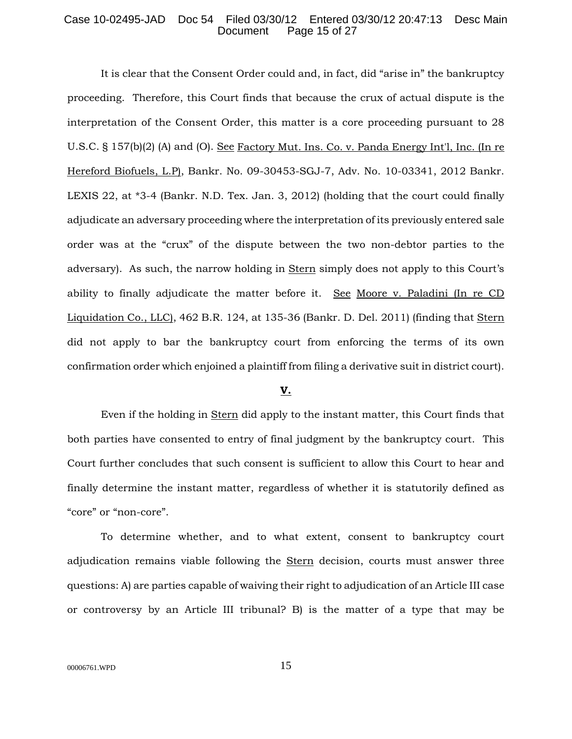It is clear that the Consent Order could and, in fact, did "arise in" the bankruptcy proceeding. Therefore, this Court finds that because the crux of actual dispute is the interpretation of the Consent Order, this matter is a core proceeding pursuant to 28 U.S.C. § 157(b)(2) (A) and (O). See Factory Mut. Ins. Co. v. Panda Energy Int'l, Inc. (In re Hereford Biofuels, L.P), Bankr. No. 09-30453-SGJ-7, Adv. No. 10-03341, 2012 Bankr. LEXIS 22, at *3-4 (Bankr. N.D. Tex. Jan. 3, 2012) (holding that the court could finally adjudicate an adversary proceeding where the interpretation of its previously entered sale order was at the "crux" of the dispute between the two non-debtor parties to the adversary). As such, the narrow holding in Stern simply does not apply to this Court's ability to finally adjudicate the matter before it. See Moore v. Paladini (In re CD Liquidation Co., LLC), 462 B.R. 124, at 135-36 (Bankr. D. Del. 2011) (finding that Stern did not apply to bar the bankruptcy court from enforcing the terms of its own confirmation order which enjoined a plaintiff from filing a derivative suit in district court).

## V.

Even if the holding in Stern did apply to the instant matter, this Court finds that both parties have consented to entry of final judgment by the bankruptcy court. This Court further concludes that such consent is sufficient to allow this Court to hear and finally determine the instant matter, regardless of whether it is statutorily defined as "core" or "non-core".

To determine whether, and to what extent, consent to bankruptcy court adjudication remains viable following the Stern decision, courts must answer three questions: A) are parties capable of waiving their right to adjudication of an Article III case or controversy by an Article III tribunal? B) is the matter of a type that may be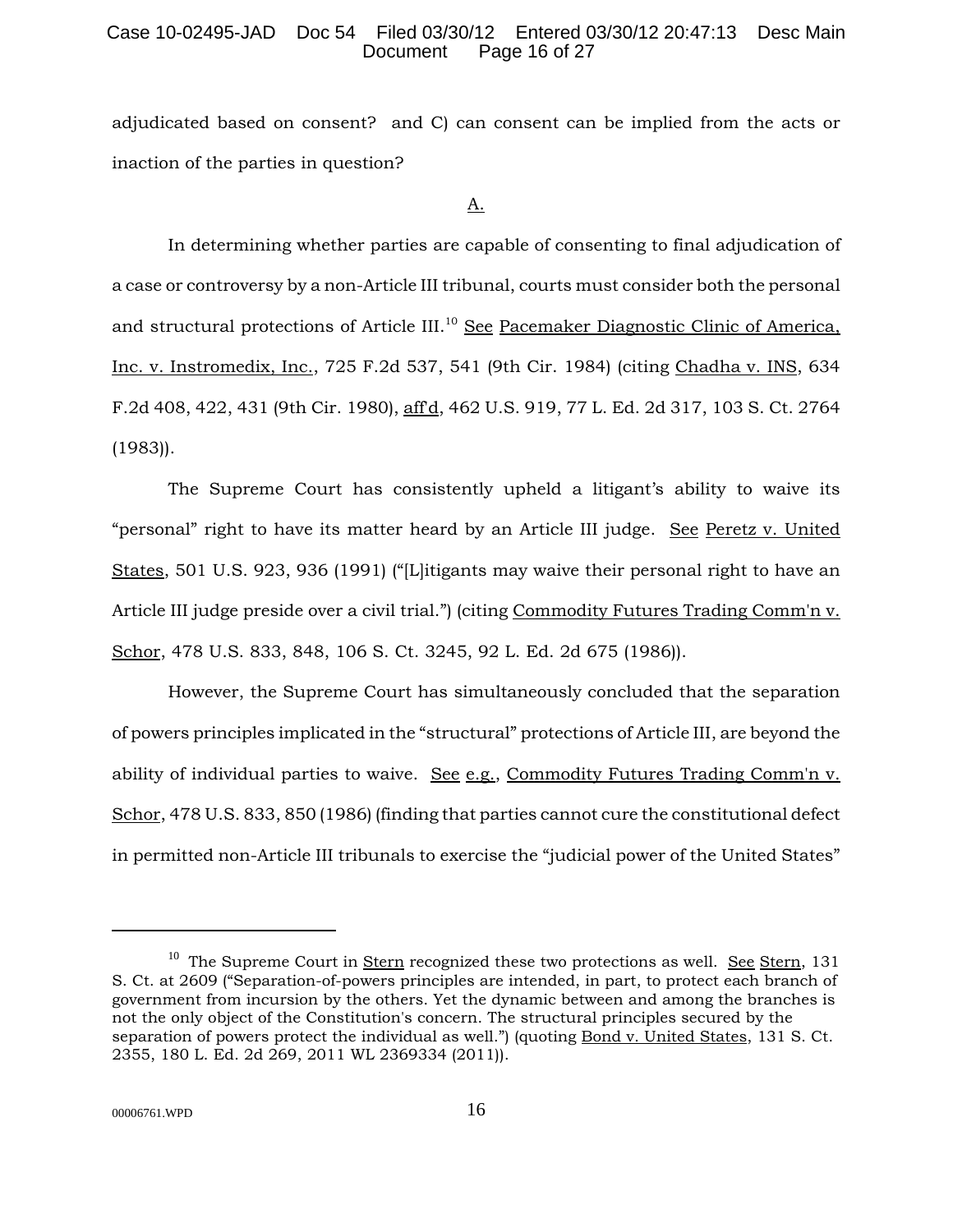adjudicated based on consent? and C) can consent can be implied from the acts or inaction of the parties in question?

A.

In determining whether parties are capable of consenting to final adjudication of a case or controversy by a non-Article III tribunal, courts must consider both the personal and structural protections of Article III.[10] See Pacemaker Diagnostic Clinic of America, Inc. v. Instromedix, Inc., 725 F.2d 537, 541 (9th Cir. 1984) (citing Chadha v. INS, 634 F.2d 408, 422, 431 (9th Cir. 1980), aff'd, 462 U.S. 919, 77 L. Ed. 2d 317, 103 S. Ct. 2764 (1983)).

The Supreme Court has consistently upheld a litigant's ability to waive its "personal" right to have its matter heard by an Article III judge. See Peretz v. United States, 501 U.S. 923, 936 (1991) ("[L]itigants may waive their personal right to have an Article III judge preside over a civil trial.") (citing Commodity Futures Trading Comm'n v. Schor, 478 U.S. 833, 848, 106 S. Ct. 3245, 92 L. Ed. 2d 675 (1986)).

However, the Supreme Court has simultaneously concluded that the separation of powers principles implicated in the "structural" protections of Article III, are beyond the ability of individual parties to waive. See e.g., Commodity Futures Trading Comm'n v. Schor, 478 U.S. 833, 850 (1986) (finding that parties cannot cure the constitutional defect in permitted non-Article III tribunals to exercise the "judicial power of the United States"

---

[10] The Supreme Court in Stern recognized these two protections as well. See Stern, 131 S. Ct. at 2609 ("Separation-of-powers principles are intended, in part, to protect each branch of government from incursion by the others. Yet the dynamic between and among the branches is not the only object of the Constitution's concern. The structural principles secured by the separation of powers protect the individual as well.") (quoting Bond v. United States, 131 S. Ct. 2355, 180 L. Ed. 2d 269, 2011 WL 2369334 (2011)).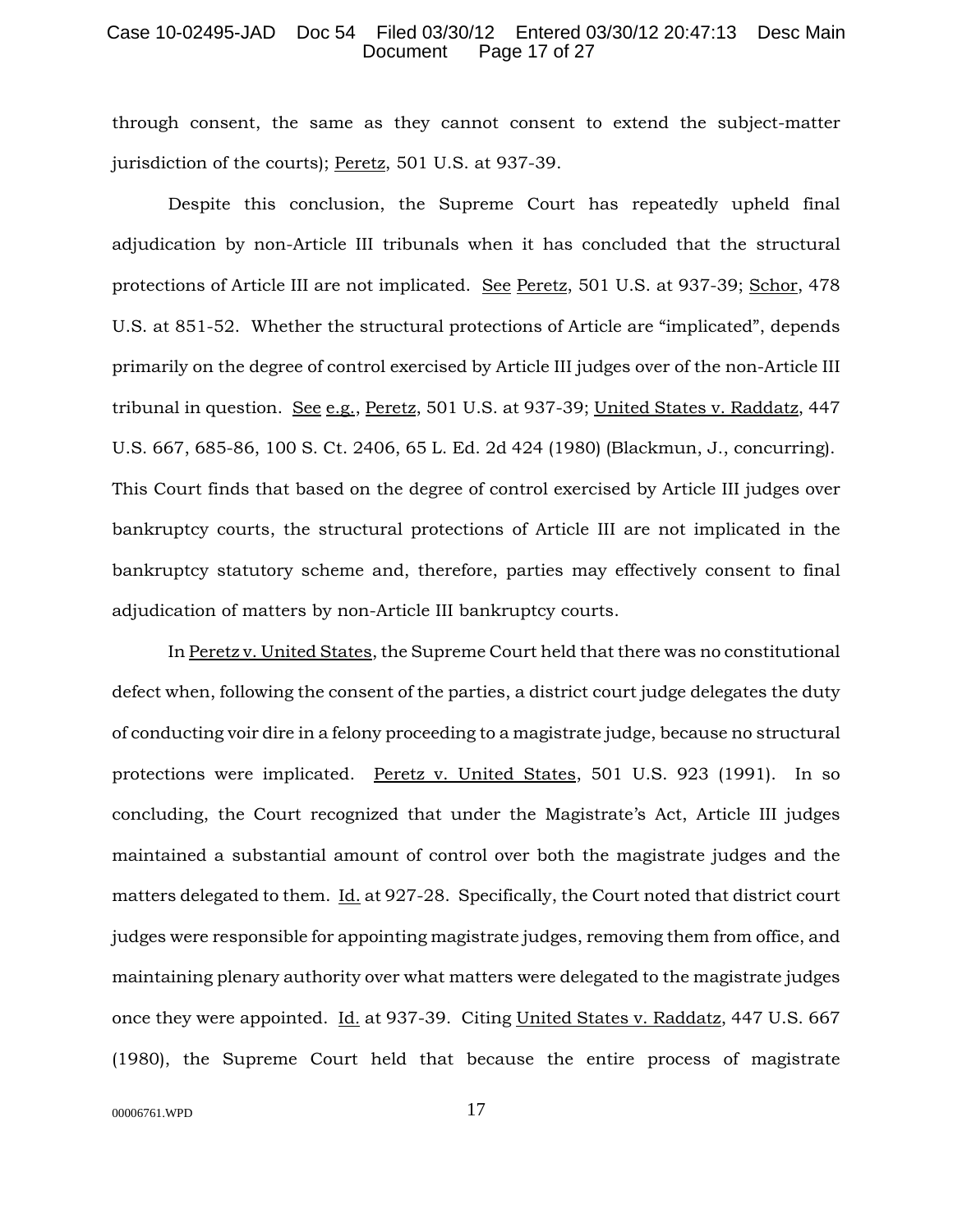through consent, the same as they cannot consent to extend the subject-matter jurisdiction of the courts); Peretz, 501 U.S. at 937-39.

Despite this conclusion, the Supreme Court has repeatedly upheld final adjudication by non-Article III tribunals when it has concluded that the structural protections of Article III are not implicated. See Peretz, 501 U.S. at 937-39; Schor, 478 U.S. at 851-52. Whether the structural protections of Article are "implicated", depends primarily on the degree of control exercised by Article III judges over of the non-Article III tribunal in question. See e.g., Peretz, 501 U.S. at 937-39; United States v. Raddatz, 447 U.S. 667, 685-86, 100 S. Ct. 2406, 65 L. Ed. 2d 424 (1980) (Blackmun, J., concurring). This Court finds that based on the degree of control exercised by Article III judges over bankruptcy courts, the structural protections of Article III are not implicated in the bankruptcy statutory scheme and, therefore, parties may effectively consent to final adjudication of matters by non-Article III bankruptcy courts.

In Peretz v. United States, the Supreme Court held that there was no constitutional defect when, following the consent of the parties, a district court judge delegates the duty of conducting voir dire in a felony proceeding to a magistrate judge, because no structural protections were implicated. Peretz v. United States, 501 U.S. 923 (1991). In so concluding, the Court recognized that under the Magistrate's Act, Article III judges maintained a substantial amount of control over both the magistrate judges and the matters delegated to them. Id. at 927-28. Specifically, the Court noted that district court judges were responsible for appointing magistrate judges, removing them from office, and maintaining plenary authority over what matters were delegated to the magistrate judges once they were appointed. Id. at 937-39. Citing United States v. Raddatz, 447 U.S. 667 (1980), the Supreme Court held that because the entire process of magistrate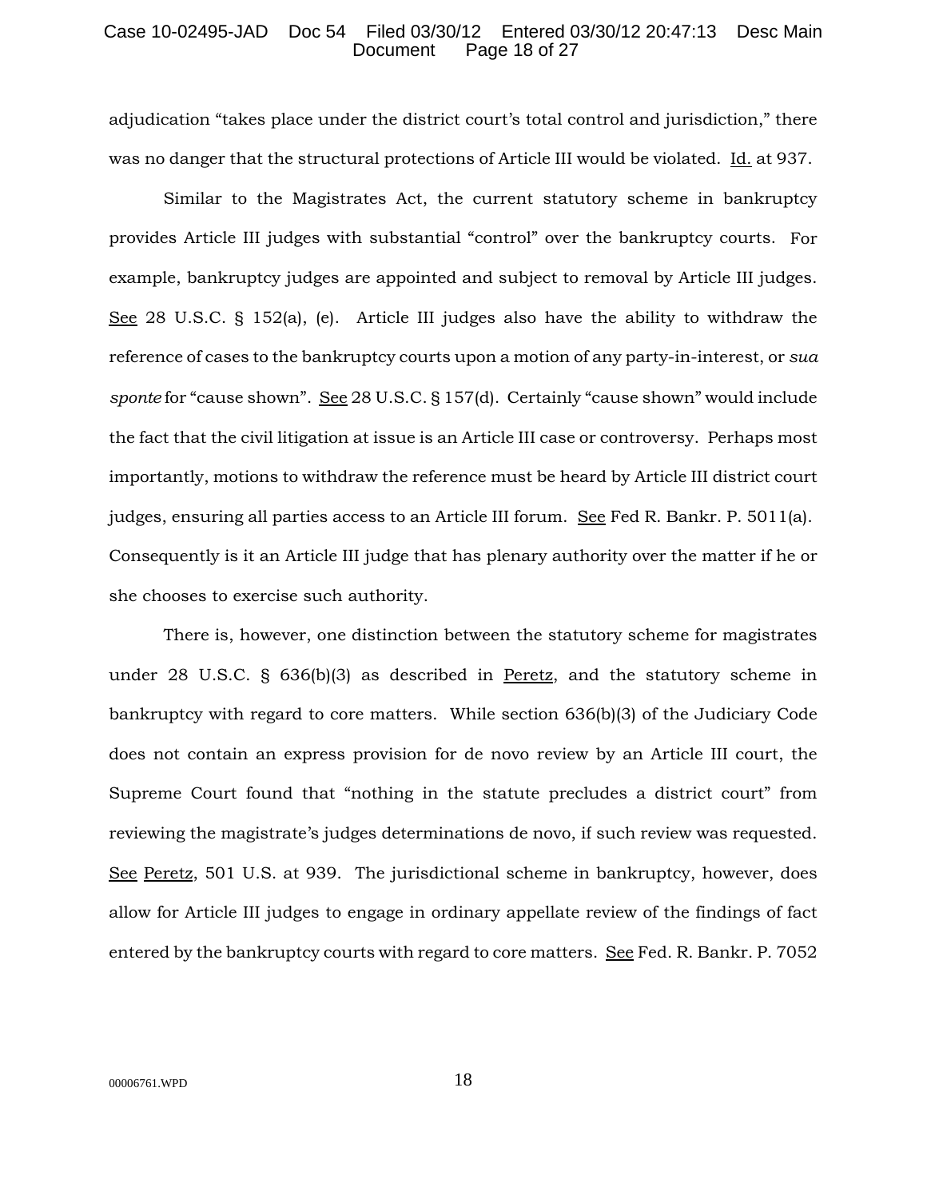adjudication "takes place under the district court's total control and jurisdiction," there was no danger that the structural protections of Article III would be violated. Id. at 937.

Similar to the Magistrates Act, the current statutory scheme in bankruptcy provides Article III judges with substantial "control" over the bankruptcy courts. For example, bankruptcy judges are appointed and subject to removal by Article III judges. See 28 U.S.C. § 152(a), (e). Article III judges also have the ability to withdraw the reference of cases to the bankruptcy courts upon a motion of any party-in-interest, or *sua sponte* for "cause shown". See 28 U.S.C. § 157(d). Certainly "cause shown" would include the fact that the civil litigation at issue is an Article III case or controversy. Perhaps most importantly, motions to withdraw the reference must be heard by Article III district court judges, ensuring all parties access to an Article III forum. See Fed R. Bankr. P. 5011(a). Consequently is it an Article III judge that has plenary authority over the matter if he or she chooses to exercise such authority.

There is, however, one distinction between the statutory scheme for magistrates under 28 U.S.C. § 636(b)(3) as described in Peretz, and the statutory scheme in bankruptcy with regard to core matters. While section 636(b)(3) of the Judiciary Code does not contain an express provision for de novo review by an Article III court, the Supreme Court found that "nothing in the statute precludes a district court" from reviewing the magistrate's judges determinations de novo, if such review was requested. See Peretz, 501 U.S. at 939. The jurisdictional scheme in bankruptcy, however, does allow for Article III judges to engage in ordinary appellate review of the findings of fact entered by the bankruptcy courts with regard to core matters. See Fed. R. Bankr. P. 7052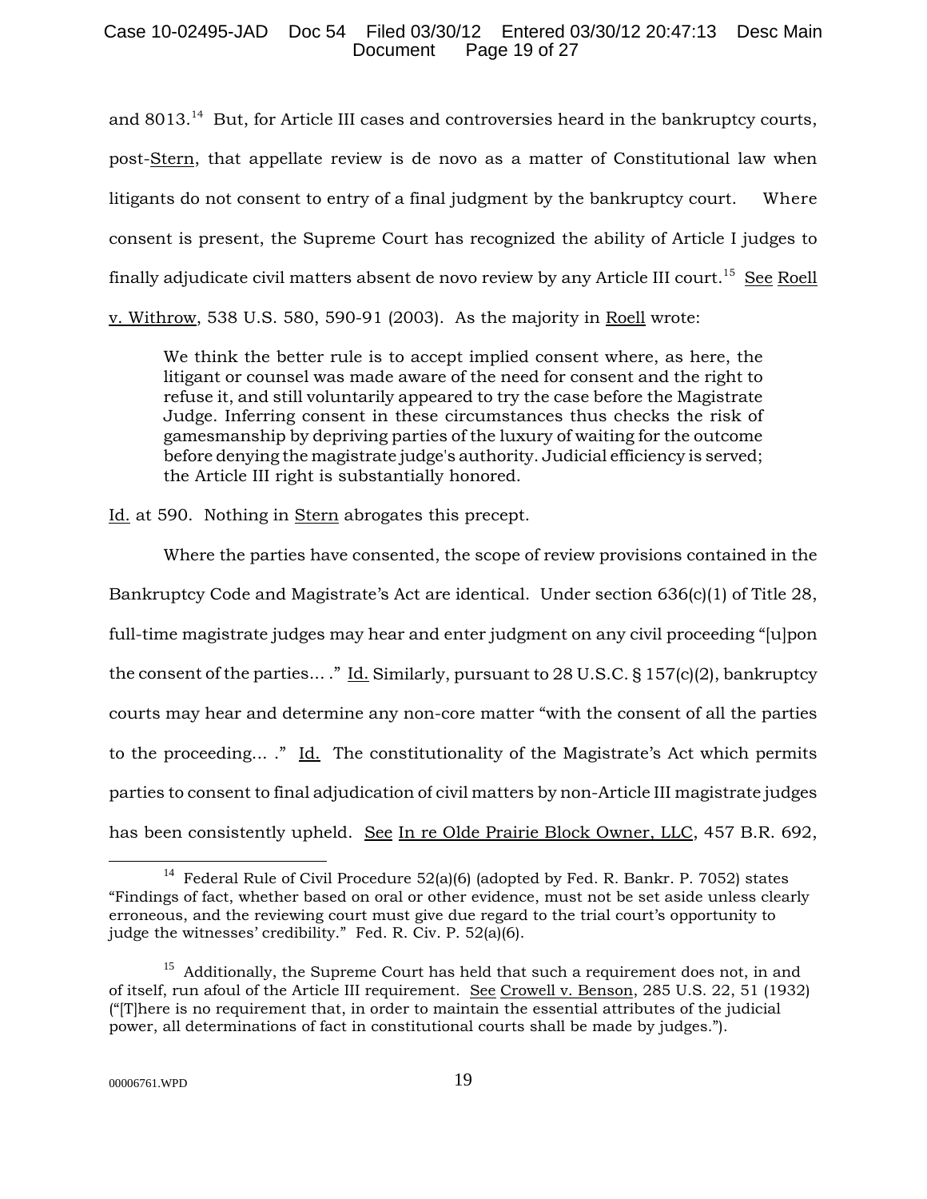and 8013.[14] But, for Article III cases and controversies heard in the bankruptcy courts, post-Stern, that appellate review is de novo as a matter of Constitutional law when litigants do not consent to entry of a final judgment by the bankruptcy court. Where consent is present, the Supreme Court has recognized the ability of Article I judges to finally adjudicate civil matters absent de novo review by any Article III court.[15] See Roell v. Withrow, 538 U.S. 580, 590-91 (2003). As the majority in Roell wrote:

> We think the better rule is to accept implied consent where, as here, the litigant or counsel was made aware of the need for consent and the right to refuse it, and still voluntarily appeared to try the case before the Magistrate Judge. Inferring consent in these circumstances thus checks the risk of gamesmanship by depriving parties of the luxury of waiting for the outcome before denying the magistrate judge's authority. Judicial efficiency is served; the Article III right is substantially honored.

Id. at 590. Nothing in Stern abrogates this precept.

Where the parties have consented, the scope of review provisions contained in the Bankruptcy Code and Magistrate's Act are identical. Under section 636(c)(1) of Title 28, full-time magistrate judges may hear and enter judgment on any civil proceeding "[u]pon the consent of the parties... ." Id. Similarly, pursuant to 28 U.S.C. § 157(c)(2), bankruptcy courts may hear and determine any non-core matter "with the consent of all the parties to the proceeding... ." Id. The constitutionality of the Magistrate's Act which permits parties to consent to final adjudication of civil matters by non-Article III magistrate judges has been consistently upheld. See In re Olde Prairie Block Owner, LLC, 457 B.R. 692,

---

[14] Federal Rule of Civil Procedure 52(a)(6) (adopted by Fed. R. Bankr. P. 7052) states "Findings of fact, whether based on oral or other evidence, must not be set aside unless clearly erroneous, and the reviewing court must give due regard to the trial court's opportunity to judge the witnesses' credibility." Fed. R. Civ. P. 52(a)(6).

[15] Additionally, the Supreme Court has held that such a requirement does not, in and of itself, run afoul of the Article III requirement. See Crowell v. Benson, 285 U.S. 22, 51 (1932) ("[T]here is no requirement that, in order to maintain the essential attributes of the judicial power, all determinations of fact in constitutional courts shall be made by judges.").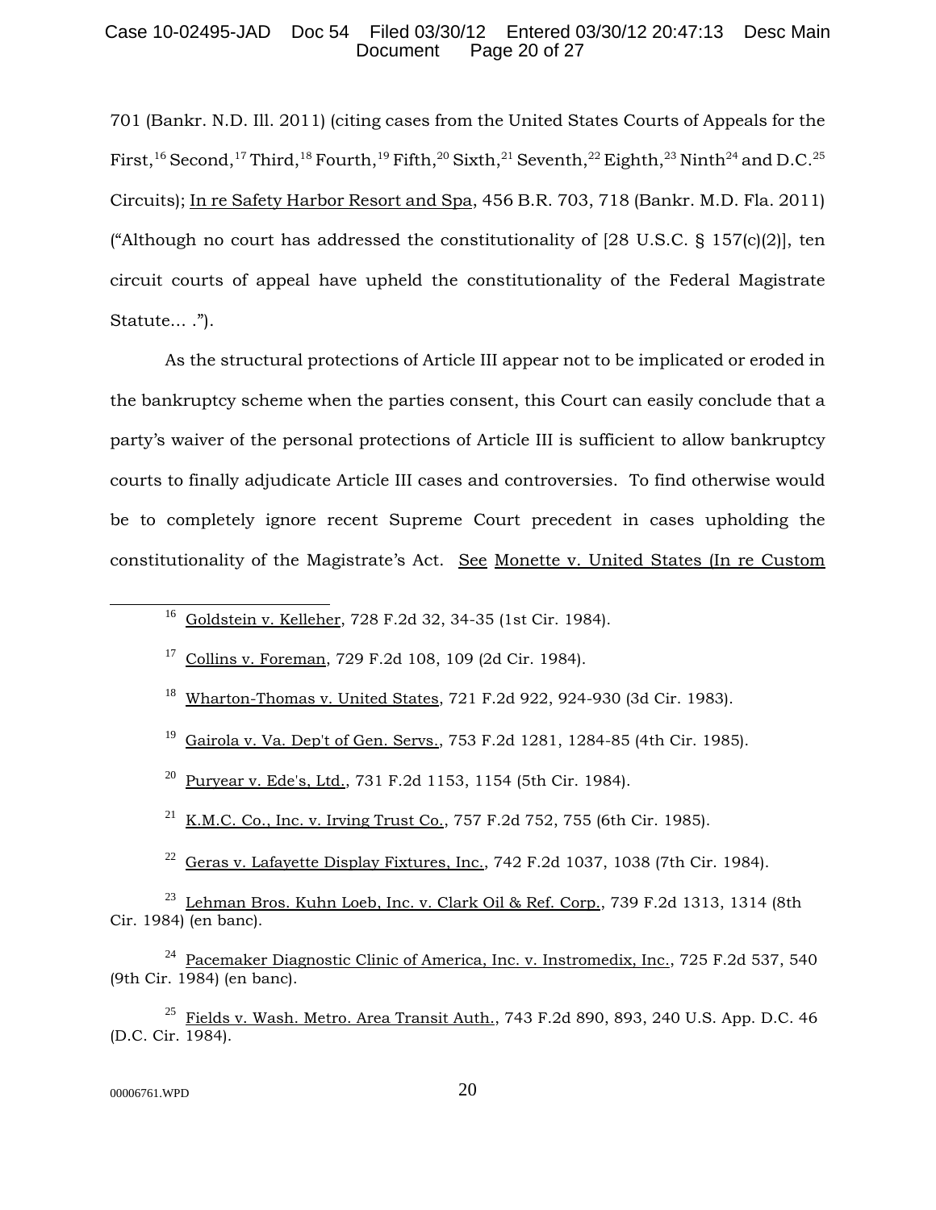701 (Bankr. N.D. Ill. 2011) (citing cases from the United States Courts of Appeals for the First,[16] Second,[17] Third,[18] Fourth,[19] Fifth,[20] Sixth,[21] Seventh,[22] Eighth,[23] Ninth[24] and D.C.[25] Circuits); In re Safety Harbor Resort and Spa, 456 B.R. 703, 718 (Bankr. M.D. Fla. 2011) ("Although no court has addressed the constitutionality of [28 U.S.C. § 157(c)(2)], ten circuit courts of appeal have upheld the constitutionality of the Federal Magistrate Statute... .").

As the structural protections of Article III appear not to be implicated or eroded in the bankruptcy scheme when the parties consent, this Court can easily conclude that a party's waiver of the personal protections of Article III is sufficient to allow bankruptcy courts to finally adjudicate Article III cases and controversies. To find otherwise would be to completely ignore recent Supreme Court precedent in cases upholding the constitutionality of the Magistrate's Act. See Monette v. United States (In re Custom

---

[16] Goldstein v. Kelleher, 728 F.2d 32, 34-35 (1st Cir. 1984).

[17] Collins v. Foreman, 729 F.2d 108, 109 (2d Cir. 1984).

[18] Wharton-Thomas v. United States, 721 F.2d 922, 924-930 (3d Cir. 1983).

[19] Gairola v. Va. Dep't of Gen. Servs., 753 F.2d 1281, 1284-85 (4th Cir. 1985).

[20] Puryear v. Ede's, Ltd., 731 F.2d 1153, 1154 (5th Cir. 1984).

[21] K.M.C. Co., Inc. v. Irving Trust Co., 757 F.2d 752, 755 (6th Cir. 1985).

[22] Geras v. Lafayette Display Fixtures, Inc., 742 F.2d 1037, 1038 (7th Cir. 1984).

[23] Lehman Bros. Kuhn Loeb, Inc. v. Clark Oil & Ref. Corp., 739 F.2d 1313, 1314 (8th Cir. 1984) (en banc).

[24] Pacemaker Diagnostic Clinic of America, Inc. v. Instromedix, Inc., 725 F.2d 537, 540 (9th Cir. 1984) (en banc).

[25] Fields v. Wash. Metro. Area Transit Auth., 743 F.2d 890, 893, 240 U.S. App. D.C. 46 (D.C. Cir. 1984).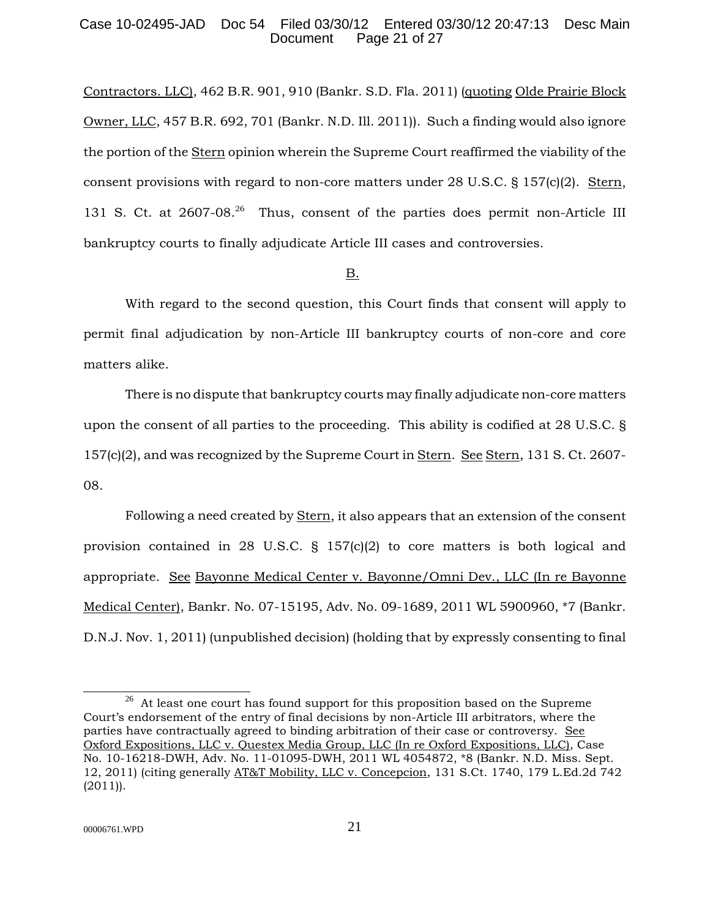Contractors. LLC), 462 B.R. 901, 910 (Bankr. S.D. Fla. 2011) (quoting Olde Prairie Block Owner, LLC, 457 B.R. 692, 701 (Bankr. N.D. Ill. 2011)). Such a finding would also ignore the portion of the Stern opinion wherein the Supreme Court reaffirmed the viability of the consent provisions with regard to non-core matters under 28 U.S.C. § 157(c)(2). Stern, 131 S. Ct. at 2607-08.[26] Thus, consent of the parties does permit non-Article III bankruptcy courts to finally adjudicate Article III cases and controversies.

B.

With regard to the second question, this Court finds that consent will apply to permit final adjudication by non-Article III bankruptcy courts of non-core and core matters alike.

There is no dispute that bankruptcy courts may finally adjudicate non-core matters upon the consent of all parties to the proceeding. This ability is codified at 28 U.S.C. § 157(c)(2), and was recognized by the Supreme Court in Stern. See Stern, 131 S. Ct. 2607-08.

Following a need created by Stern, it also appears that an extension of the consent provision contained in 28 U.S.C. § 157(c)(2) to core matters is both logical and appropriate. See Bayonne Medical Center v. Bayonne/Omni Dev., LLC (In re Bayonne Medical Center), Bankr. No. 07-15195, Adv. No. 09-1689, 2011 WL 5900960, *7 (Bankr. D.N.J. Nov. 1, 2011) (unpublished decision) (holding that by expressly consenting to final

---

[26] At least one court has found support for this proposition based on the Supreme Court's endorsement of the entry of final decisions by non-Article III arbitrators, where the parties have contractually agreed to binding arbitration of their case or controversy. See Oxford Expositions, LLC v. Questex Media Group, LLC (In re Oxford Expositions, LLC), Case No. 10-16218-DWH, Adv. No. 11-01095-DWH, 2011 WL 4054872, *8 (Bankr. N.D. Miss. Sept. 12, 2011) (citing generally AT&T Mobility, LLC v. Concepcion, 131 S.Ct. 1740, 179 L.Ed.2d 742 (2011)).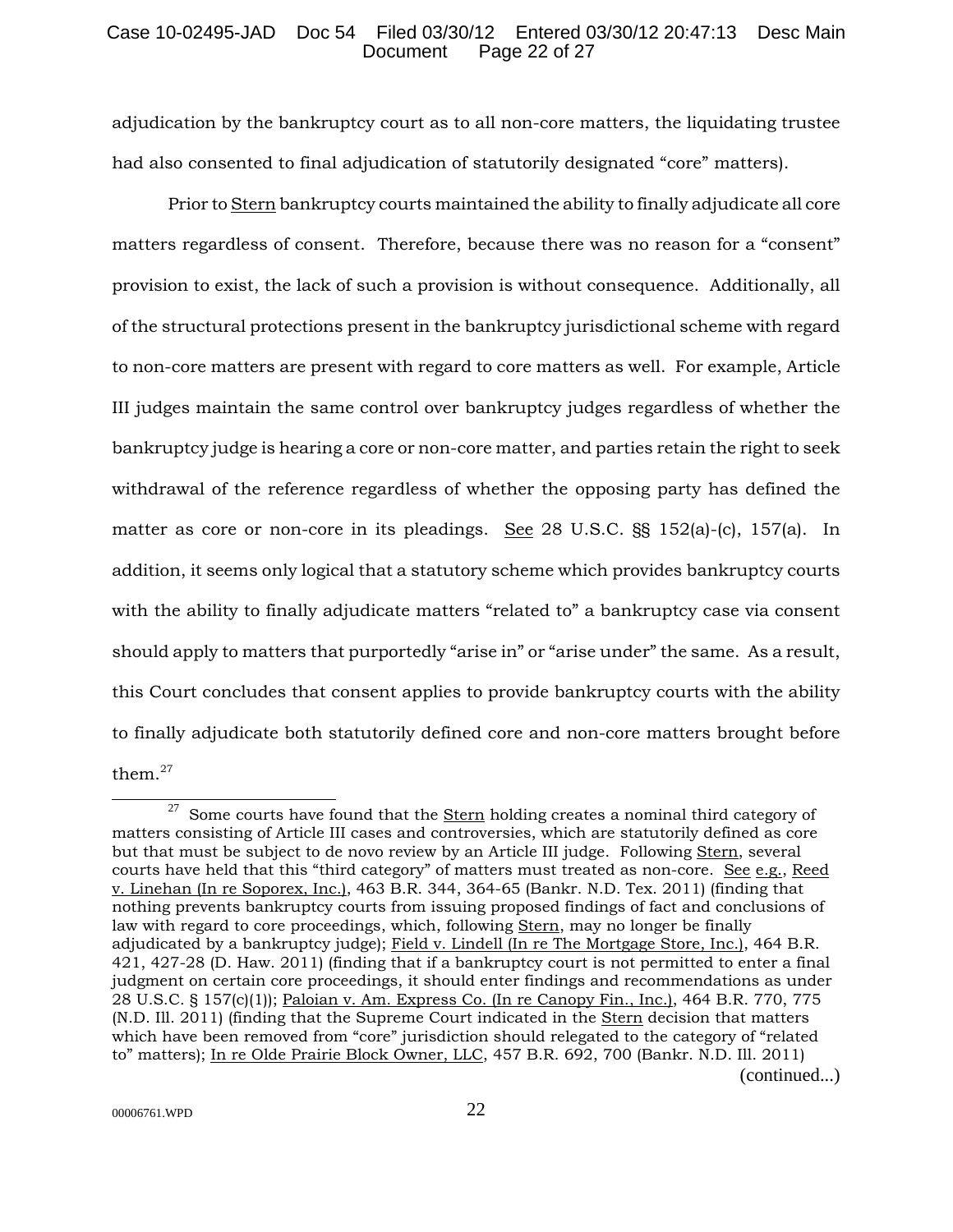adjudication by the bankruptcy court as to all non-core matters, the liquidating trustee had also consented to final adjudication of statutorily designated "core" matters).

Prior to Stern bankruptcy courts maintained the ability to finally adjudicate all core matters regardless of consent. Therefore, because there was no reason for a "consent" provision to exist, the lack of such a provision is without consequence. Additionally, all of the structural protections present in the bankruptcy jurisdictional scheme with regard to non-core matters are present with regard to core matters as well. For example, Article III judges maintain the same control over bankruptcy judges regardless of whether the bankruptcy judge is hearing a core or non-core matter, and parties retain the right to seek withdrawal of the reference regardless of whether the opposing party has defined the matter as core or non-core in its pleadings. See 28 U.S.C. §§ 152(a)-(c), 157(a). In addition, it seems only logical that a statutory scheme which provides bankruptcy courts with the ability to finally adjudicate matters "related to" a bankruptcy case via consent should apply to matters that purportedly "arise in" or "arise under" the same. As a result, this Court concludes that consent applies to provide bankruptcy courts with the ability to finally adjudicate both statutorily defined core and non-core matters brought before them.[27]

---

[27] Some courts have found that the Stern holding creates a nominal third category of matters consisting of Article III cases and controversies, which are statutorily defined as core but that must be subject to de novo review by an Article III judge. Following Stern, several courts have held that this "third category" of matters must treated as non-core. See e.g., Reed v. Linehan (In re Soporex, Inc.), 463 B.R. 344, 364-65 (Bankr. N.D. Tex. 2011) (finding that nothing prevents bankruptcy courts from issuing proposed findings of fact and conclusions of law with regard to core proceedings, which, following Stern, may no longer be finally adjudicated by a bankruptcy judge); Field v. Lindell (In re The Mortgage Store, Inc.), 464 B.R. 421, 427-28 (D. Haw. 2011) (finding that if a bankruptcy court is not permitted to enter a final judgment on certain core proceedings, it should enter findings and recommendations as under 28 U.S.C. § 157(c)(1)); Paloian v. Am. Express Co. (In re Canopy Fin., Inc.), 464 B.R. 770, 775 (N.D. Ill. 2011) (finding that the Supreme Court indicated in the Stern decision that matters which have been removed from "core" jurisdiction should relegated to the category of "related to" matters); In re Olde Prairie Block Owner, LLC, 457 B.R. 692, 700 (Bankr. N.D. Ill. 2011)

(continued...)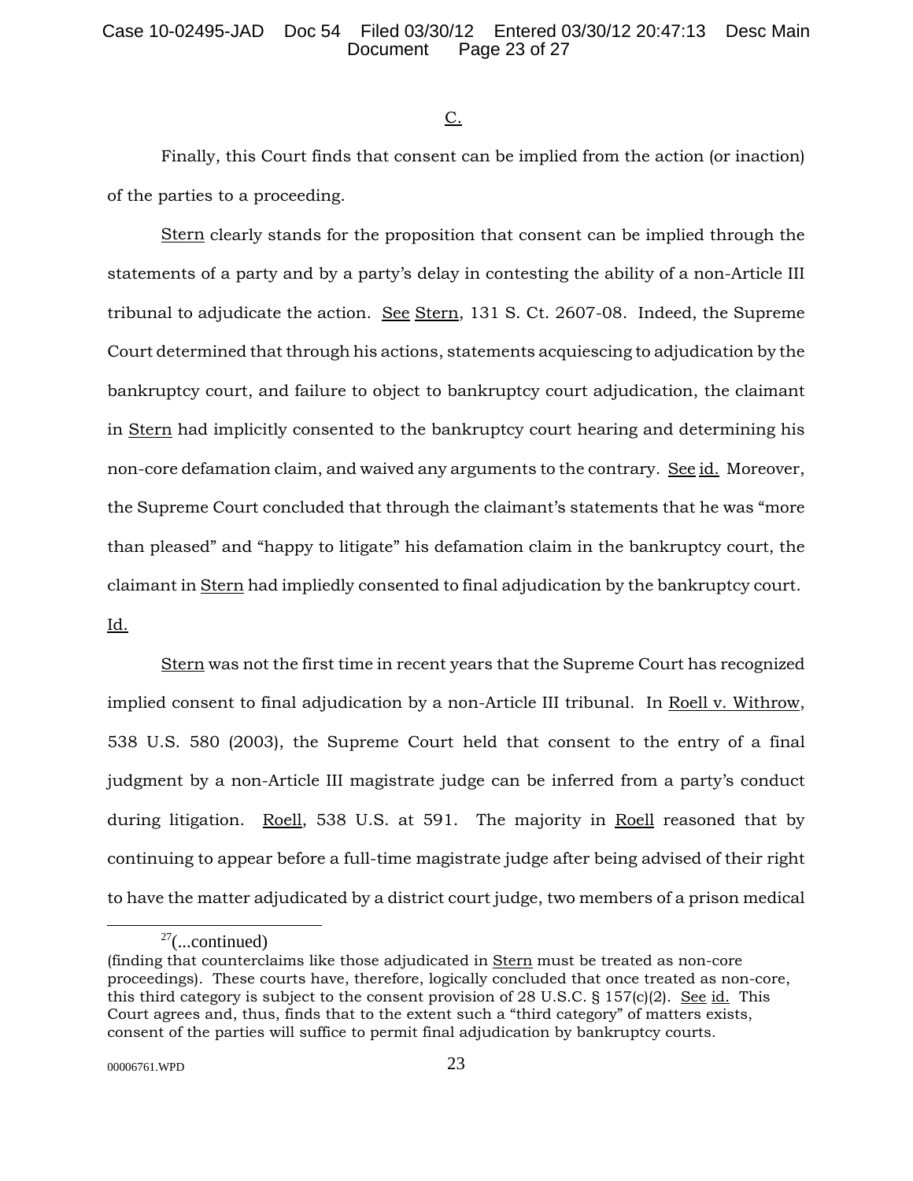C.

Finally, this Court finds that consent can be implied from the action (or inaction) of the parties to a proceeding.

Stern clearly stands for the proposition that consent can be implied through the statements of a party and by a party's delay in contesting the ability of a non-Article III tribunal to adjudicate the action. See Stern, 131 S. Ct. 2607-08. Indeed, the Supreme Court determined that through his actions, statements acquiescing to adjudication by the bankruptcy court, and failure to object to bankruptcy court adjudication, the claimant in Stern had implicitly consented to the bankruptcy court hearing and determining his non-core defamation claim, and waived any arguments to the contrary. See id. Moreover, the Supreme Court concluded that through the claimant's statements that he was "more than pleased" and "happy to litigate" his defamation claim in the bankruptcy court, the claimant in Stern had impliedly consented to final adjudication by the bankruptcy court. Id.

Stern was not the first time in recent years that the Supreme Court has recognized implied consent to final adjudication by a non-Article III tribunal. In Roell v. Withrow, 538 U.S. 580 (2003), the Supreme Court held that consent to the entry of a final judgment by a non-Article III magistrate judge can be inferred from a party's conduct during litigation. Roell, 538 U.S. at 591. The majority in Roell reasoned that by continuing to appear before a full-time magistrate judge after being advised of their right to have the matter adjudicated by a district court judge, two members of a prison medical

---

[27](...continued)
(finding that counterclaims like those adjudicated in Stern must be treated as non-core proceedings). These courts have, therefore, logically concluded that once treated as non-core, this third category is subject to the consent provision of 28 U.S.C. § 157(c)(2). See id. This Court agrees and, thus, finds that to the extent such a "third category" of matters exists, consent of the parties will suffice to permit final adjudication by bankruptcy courts.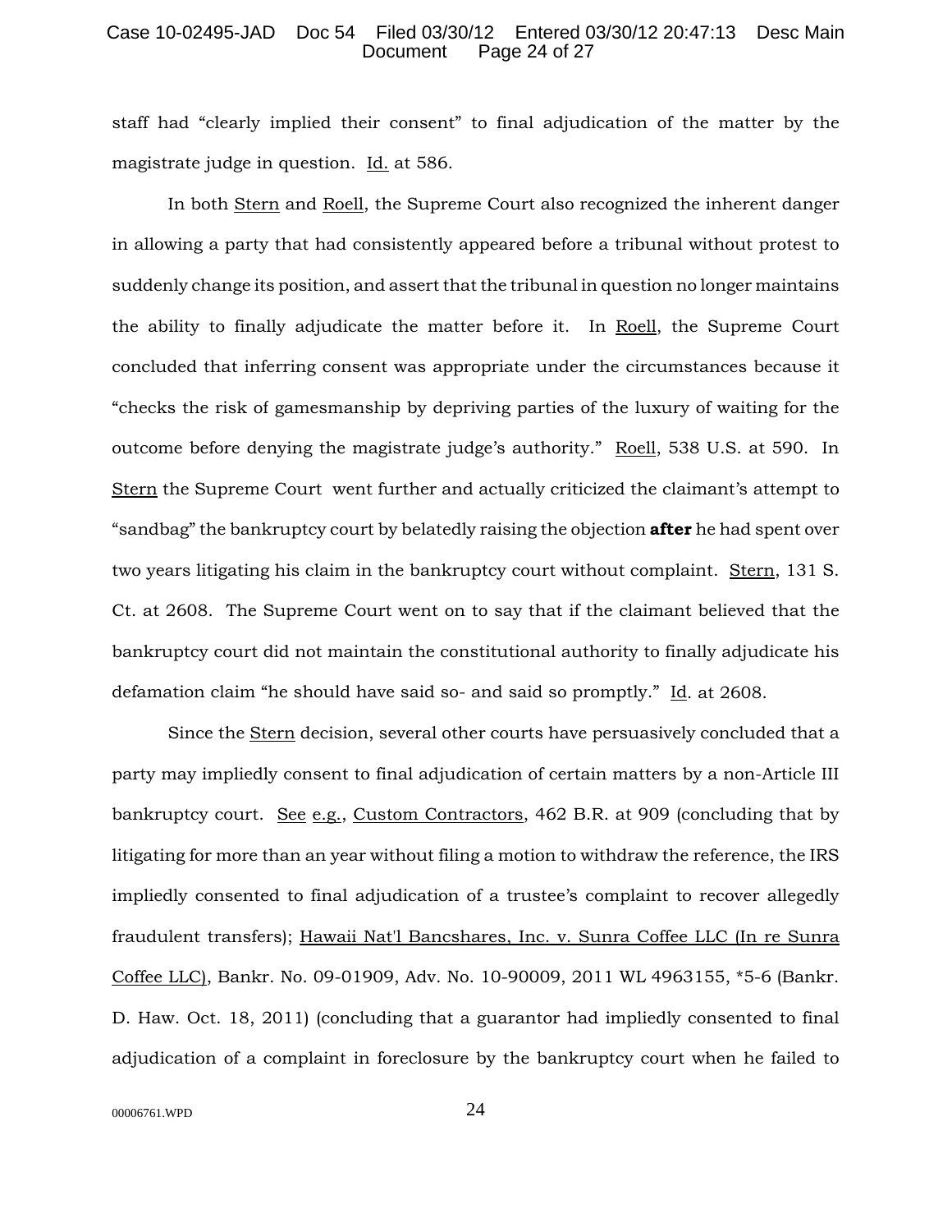staff had "clearly implied their consent" to final adjudication of the matter by the magistrate judge in question. Id. at 586.

In both Stern and Roell, the Supreme Court also recognized the inherent danger in allowing a party that had consistently appeared before a tribunal without protest to suddenly change its position, and assert that the tribunal in question no longer maintains the ability to finally adjudicate the matter before it. In Roell, the Supreme Court concluded that inferring consent was appropriate under the circumstances because it "checks the risk of gamesmanship by depriving parties of the luxury of waiting for the outcome before denying the magistrate judge's authority." Roell, 538 U.S. at 590. In Stern the Supreme Court went further and actually criticized the claimant's attempt to "sandbag" the bankruptcy court by belatedly raising the objection **after** he had spent over two years litigating his claim in the bankruptcy court without complaint. Stern, 131 S. Ct. at 2608. The Supreme Court went on to say that if the claimant believed that the bankruptcy court did not maintain the constitutional authority to finally adjudicate his defamation claim "he should have said so- and said so promptly." Id. at 2608.

Since the Stern decision, several other courts have persuasively concluded that a party may impliedly consent to final adjudication of certain matters by a non-Article III bankruptcy court. See e.g., Custom Contractors, 462 B.R. at 909 (concluding that by litigating for more than an year without filing a motion to withdraw the reference, the IRS impliedly consented to final adjudication of a trustee's complaint to recover allegedly fraudulent transfers); Hawaii Nat'l Bancshares, Inc. v. Sunra Coffee LLC (In re Sunra Coffee LLC), Bankr. No. 09-01909, Adv. No. 10-90009, 2011 WL 4963155, *5-6 (Bankr. D. Haw. Oct. 18, 2011) (concluding that a guarantor had impliedly consented to final adjudication of a complaint in foreclosure by the bankruptcy court when he failed to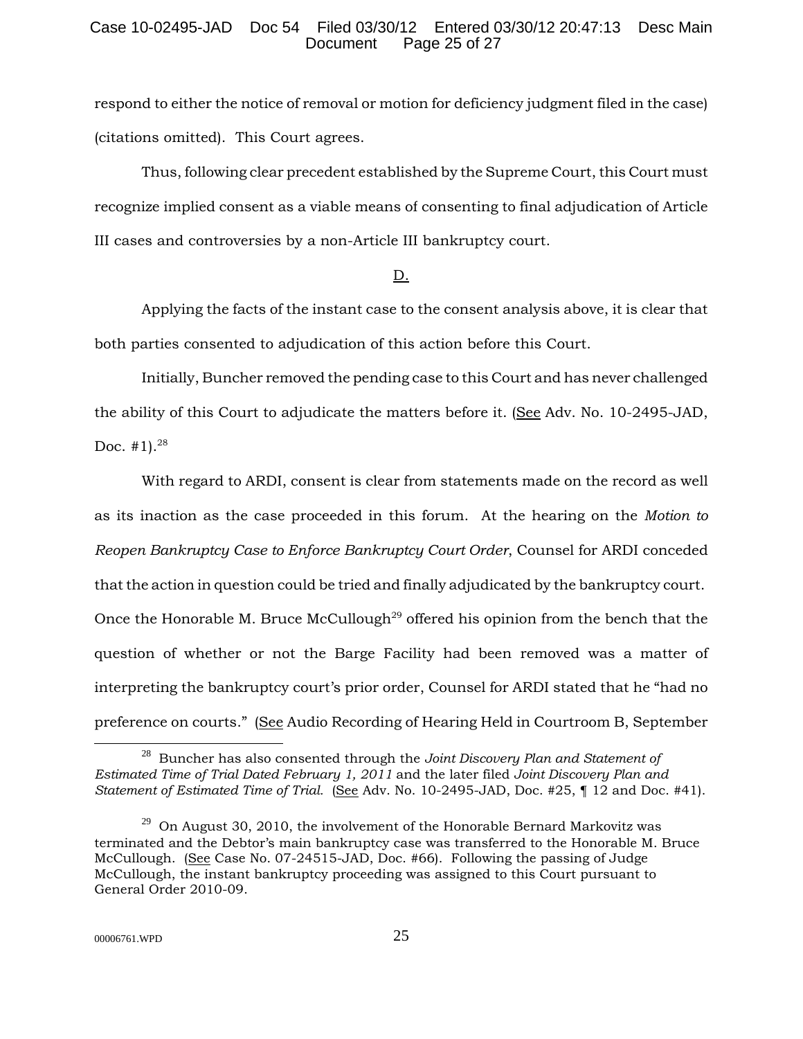respond to either the notice of removal or motion for deficiency judgment filed in the case) (citations omitted). This Court agrees.

Thus, following clear precedent established by the Supreme Court, this Court must recognize implied consent as a viable means of consenting to final adjudication of Article III cases and controversies by a non-Article III bankruptcy court.

D.

Applying the facts of the instant case to the consent analysis above, it is clear that both parties consented to adjudication of this action before this Court.

Initially, Buncher removed the pending case to this Court and has never challenged the ability of this Court to adjudicate the matters before it. (See Adv. No. 10-2495-JAD, Doc. #1).[28]

With regard to ARDI, consent is clear from statements made on the record as well as its inaction as the case proceeded in this forum. At the hearing on the *Motion to Reopen Bankruptcy Case to Enforce Bankruptcy Court Order*, Counsel for ARDI conceded that the action in question could be tried and finally adjudicated by the bankruptcy court. Once the Honorable M. Bruce McCullough[29] offered his opinion from the bench that the question of whether or not the Barge Facility had been removed was a matter of interpreting the bankruptcy court's prior order, Counsel for ARDI stated that he "had no preference on courts." (See Audio Recording of Hearing Held in Courtroom B, September

---

[28] Buncher has also consented through the *Joint Discovery Plan and Statement of Estimated Time of Trial Dated February 1, 2011* and the later filed *Joint Discovery Plan and Statement of Estimated Time of Trial.* (See Adv. No. 10-2495-JAD, Doc. #25, ¶ 12 and Doc. #41).

[29] On August 30, 2010, the involvement of the Honorable Bernard Markovitz was terminated and the Debtor's main bankruptcy case was transferred to the Honorable M. Bruce McCullough. (See Case No. 07-24515-JAD, Doc. #66). Following the passing of Judge McCullough, the instant bankruptcy proceeding was assigned to this Court pursuant to General Order 2010-09.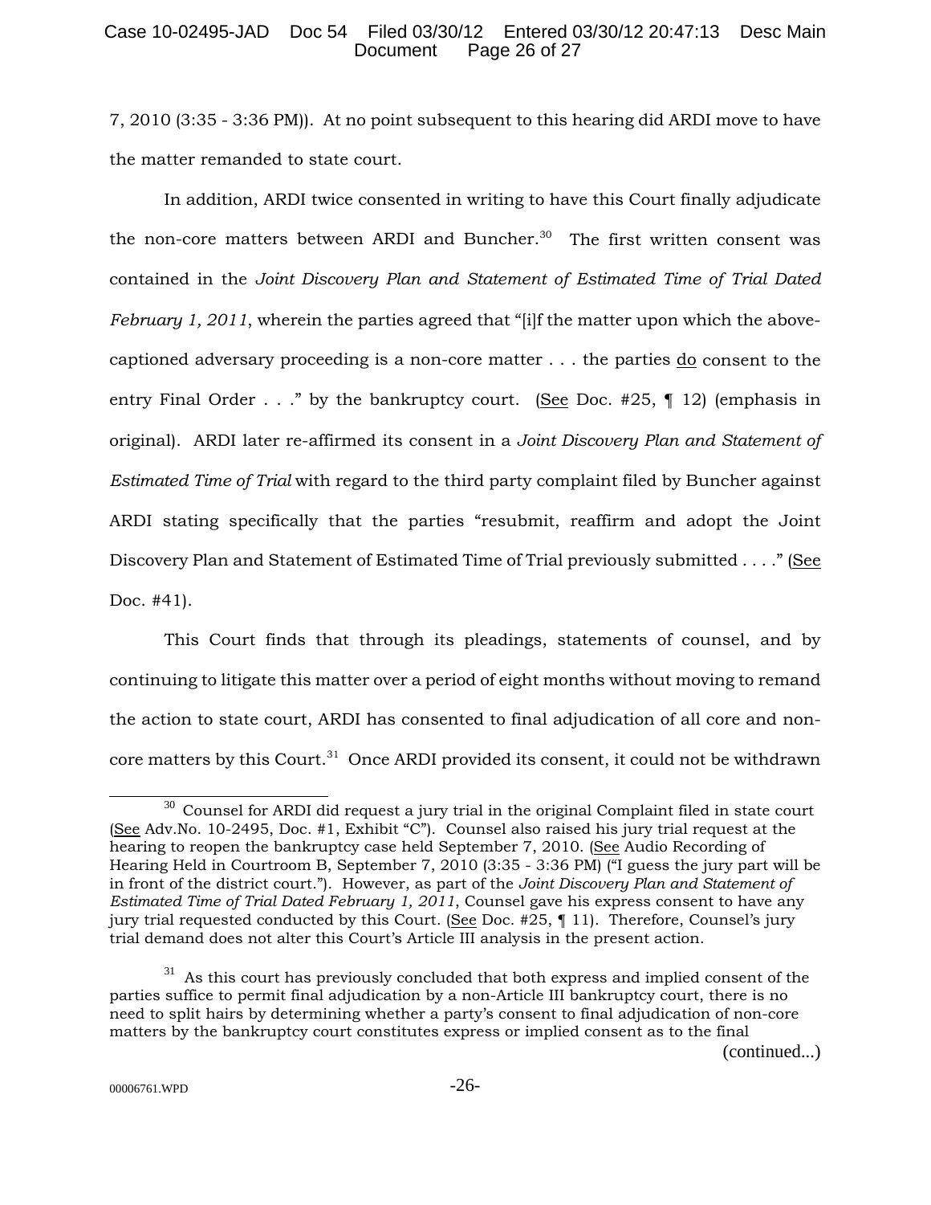7, 2010 (3:35 - 3:36 PM)). At no point subsequent to this hearing did ARDI move to have the matter remanded to state court.

In addition, ARDI twice consented in writing to have this Court finally adjudicate the non-core matters between ARDI and Buncher.[30] The first written consent was contained in the *Joint Discovery Plan and Statement of Estimated Time of Trial Dated February 1, 2011*, wherein the parties agreed that "[i]f the matter upon which the above-captioned adversary proceeding is a non-core matter . . . the parties do consent to the entry Final Order . . ." by the bankruptcy court. (See Doc. #25, ¶ 12) (emphasis in original). ARDI later re-affirmed its consent in a *Joint Discovery Plan and Statement of Estimated Time of Trial* with regard to the third party complaint filed by Buncher against ARDI stating specifically that the parties "resubmit, reaffirm and adopt the Joint Discovery Plan and Statement of Estimated Time of Trial previously submitted . . . ." (See Doc. #41).

This Court finds that through its pleadings, statements of counsel, and by continuing to litigate this matter over a period of eight months without moving to remand the action to state court, ARDI has consented to final adjudication of all core and non-core matters by this Court.[31] Once ARDI provided its consent, it could not be withdrawn

---

[30] Counsel for ARDI did request a jury trial in the original Complaint filed in state court (See Adv.No. 10-2495, Doc. #1, Exhibit "C"). Counsel also raised his jury trial request at the hearing to reopen the bankruptcy case held September 7, 2010. (See Audio Recording of Hearing Held in Courtroom B, September 7, 2010 (3:35 - 3:36 PM) ("I guess the jury part will be in front of the district court."). However, as part of the *Joint Discovery Plan and Statement of Estimated Time of Trial Dated February 1, 2011*, Counsel gave his express consent to have any jury trial requested conducted by this Court. (See Doc. #25, ¶ 11). Therefore, Counsel's jury trial demand does not alter this Court's Article III analysis in the present action.

[31] As this court has previously concluded that both express and implied consent of the parties suffice to permit final adjudication by a non-Article III bankruptcy court, there is no need to split hairs by determining whether a party's consent to final adjudication of non-core matters by the bankruptcy court constitutes express or implied consent as to the final

(continued...)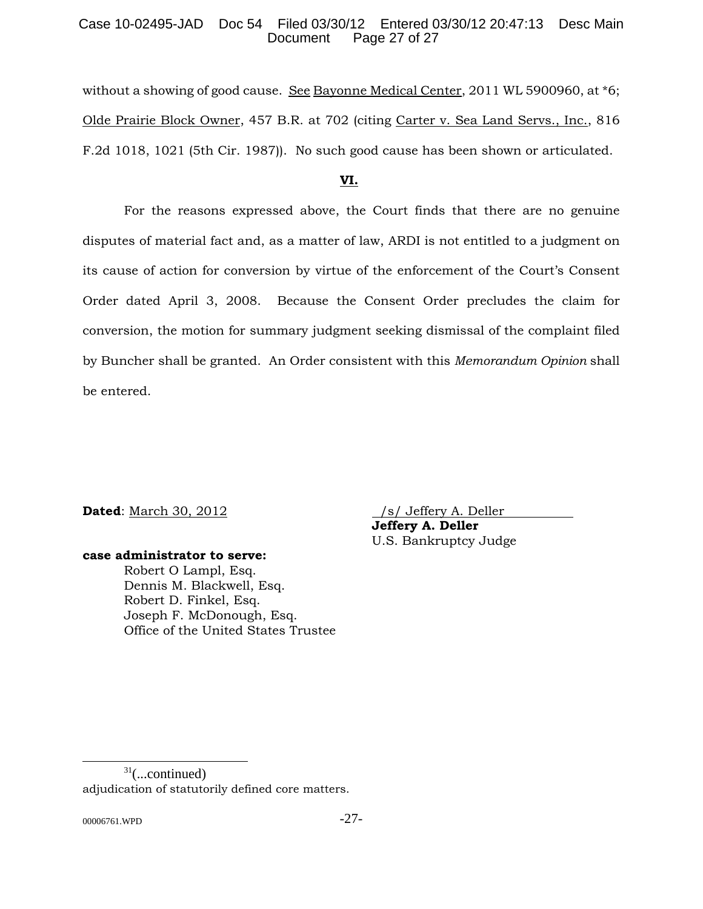without a showing of good cause. See Bayonne Medical Center, 2011 WL 5900960, at *6; Olde Prairie Block Owner, 457 B.R. at 702 (citing Carter v. Sea Land Servs., Inc., 816 F.2d 1018, 1021 (5th Cir. 1987)). No such good cause has been shown or articulated.

## VI.

For the reasons expressed above, the Court finds that there are no genuine disputes of material fact and, as a matter of law, ARDI is not entitled to a judgment on its cause of action for conversion by virtue of the enforcement of the Court's Consent Order dated April 3, 2008. Because the Consent Order precludes the claim for conversion, the motion for summary judgment seeking dismissal of the complaint filed by Buncher shall be granted. An Order consistent with this *Memorandum Opinion* shall be entered.

**Dated**: March 30, 2012

/s/ Jeffery A. Deller
**Jeffery A. Deller**
U.S. Bankruptcy Judge

**case administrator to serve:**
Robert O Lampl, Esq.
Dennis M. Blackwell, Esq.
Robert D. Finkel, Esq.
Joseph F. McDonough, Esq.
Office of the United States Trustee

---

[31](...continued)
adjudication of statutorily defined core matters.

00006761.WPD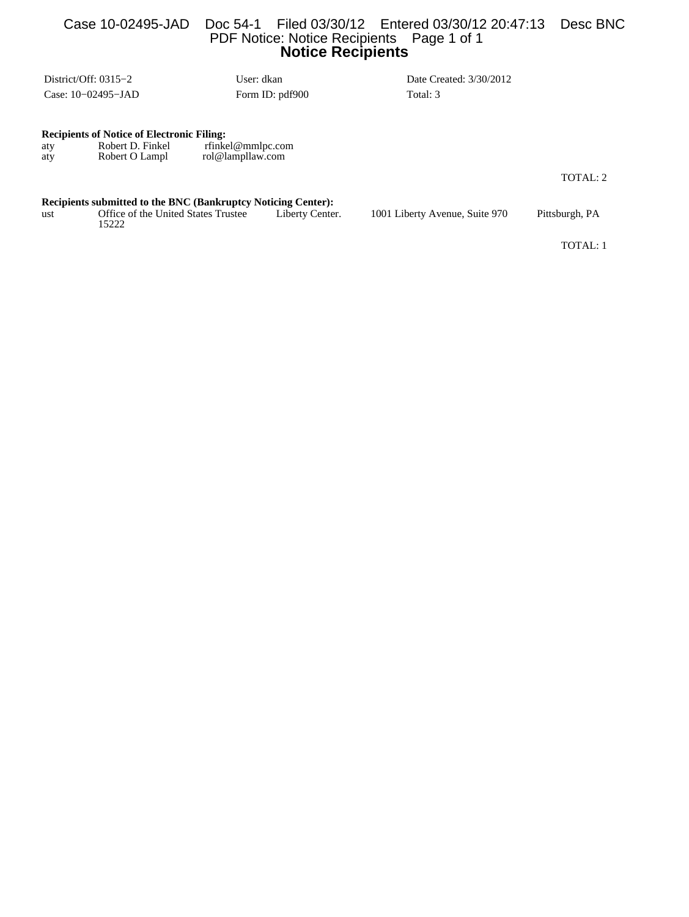# Notice Recipients

| | | |
|---|---|---|
| District/Off: 0315−2 | User: dkan | Date Created: 3/30/2012 |
| Case: 10−02495−JAD | Form ID: pdf900 | Total: 3 |

**Recipients of Notice of Electronic Filing:**

| | | |
|---|---|---|
| aty | Robert D. Finkel | rfinkel@mmlpc.com |
| aty | Robert O Lampl | rol@lampllaw.com |

TOTAL: 2

**Recipients submitted to the BNC (Bankruptcy Noticing Center):**

ust Office of the United States Trustee Liberty Center. 1001 Liberty Avenue, Suite 970 Pittsburgh, PA 15222

TOTAL: 1